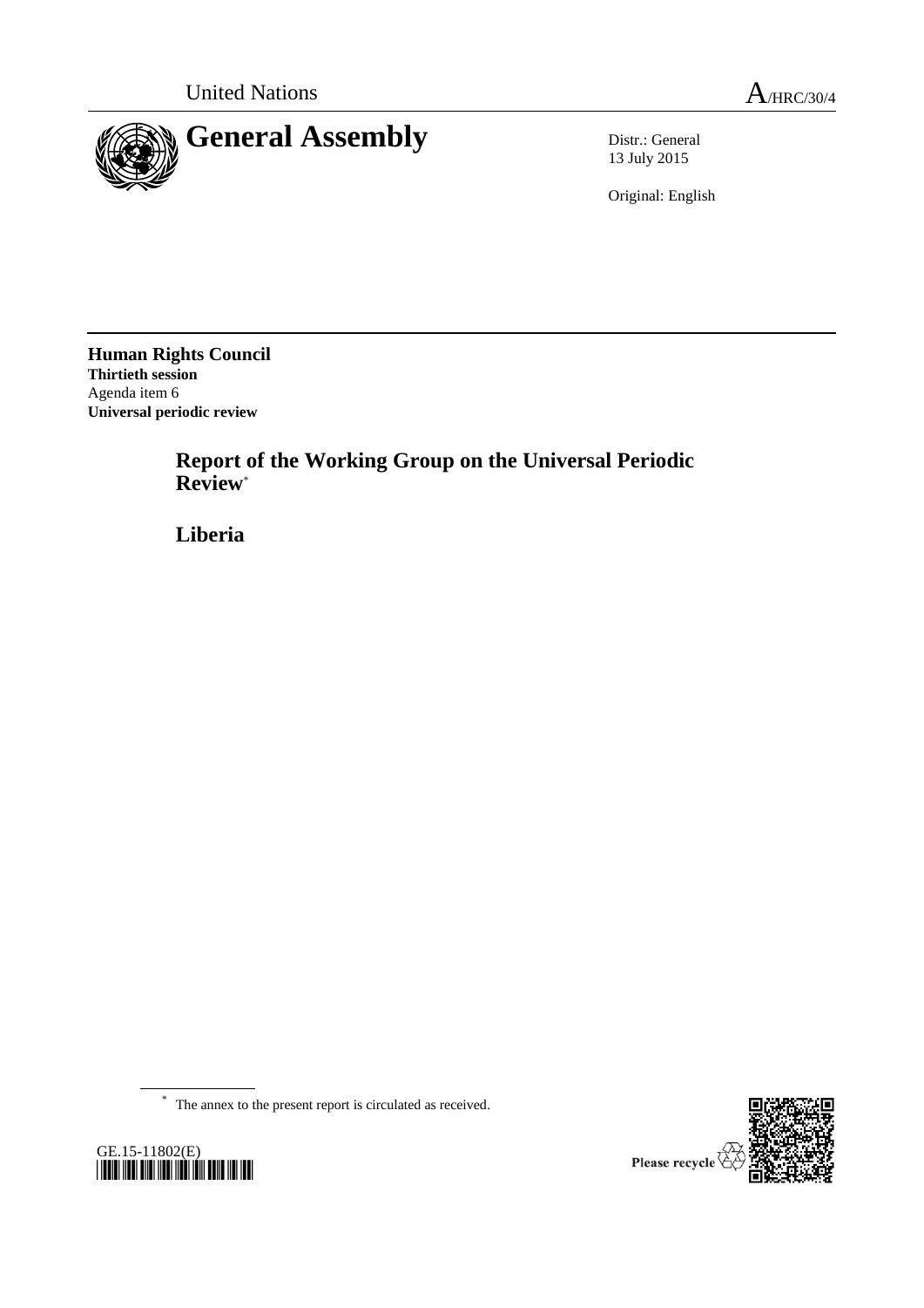United Nations

A/HRC/30/4

# General Assembly

Distr.: General
13 July 2015

Original: English

**Human Rights Council**
**Thirtieth session**
Agenda item 6
**Universal periodic review**

## Report of the Working Group on the Universal Periodic Review*

## Liberia

\* The annex to the present report is circulated as received.

GE.15-11802(E)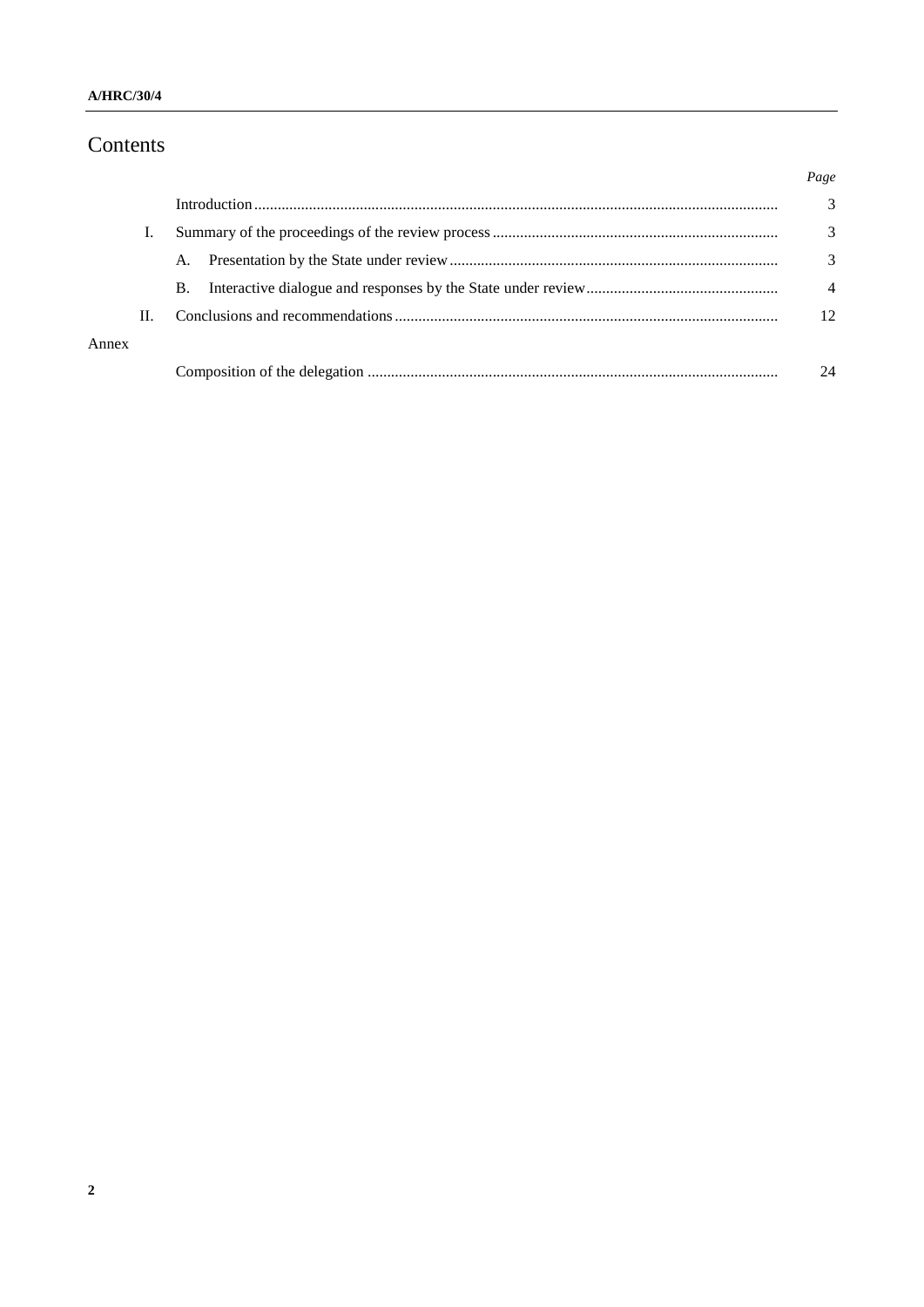# Contents

| | | Page |
|---|---|---|
| | Introduction | 3 |
| I. | Summary of the proceedings of the review process | 3 |
| | A. Presentation by the State under review | 3 |
| | B. Interactive dialogue and responses by the State under review | 4 |
| II. | Conclusions and recommendations | 12 |
| Annex | | |
| | Composition of the delegation | 24 |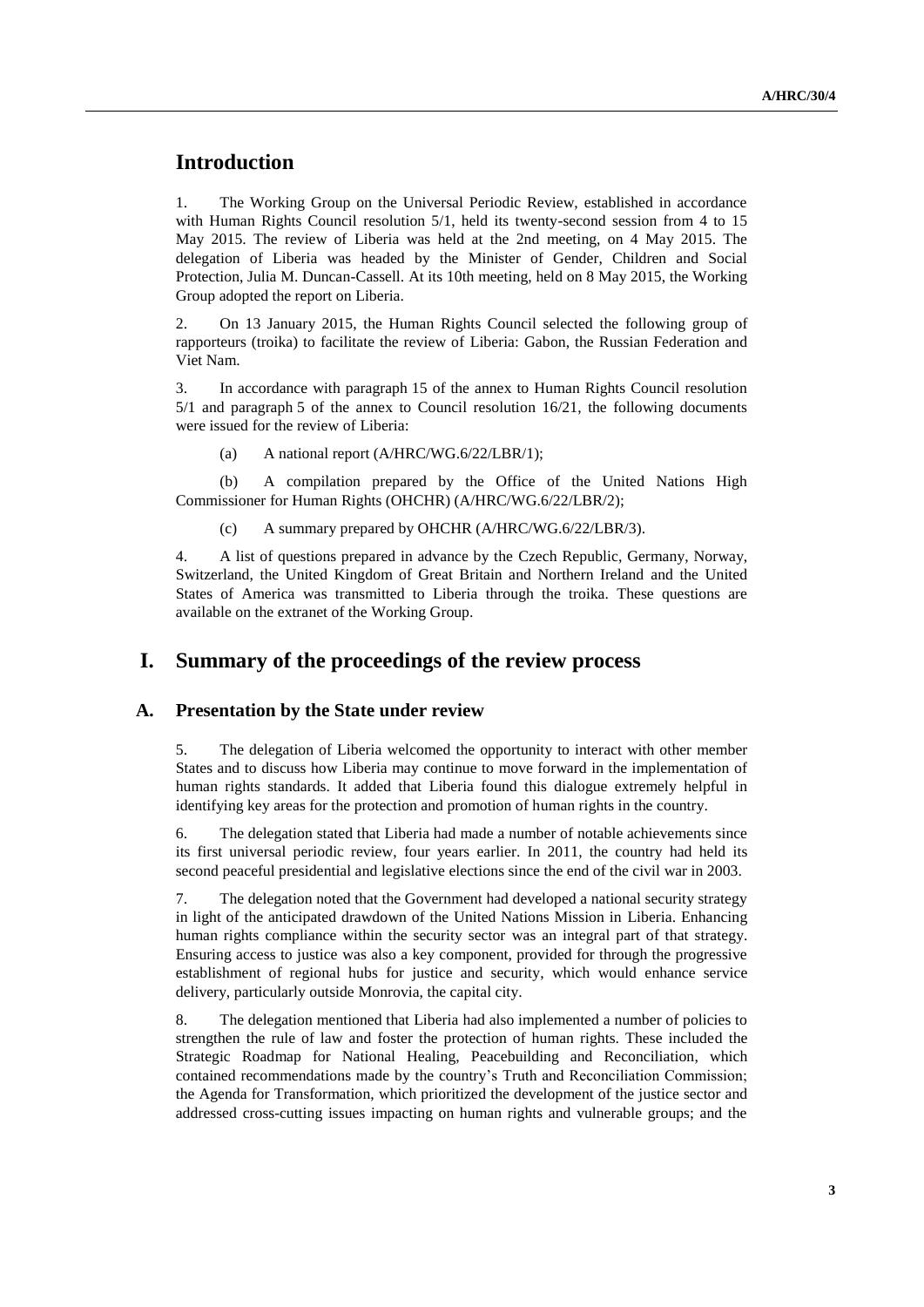# Introduction

1. The Working Group on the Universal Periodic Review, established in accordance with Human Rights Council resolution 5/1, held its twenty-second session from 4 to 15 May 2015. The review of Liberia was held at the 2nd meeting, on 4 May 2015. The delegation of Liberia was headed by the Minister of Gender, Children and Social Protection, Julia M. Duncan-Cassell. At its 10th meeting, held on 8 May 2015, the Working Group adopted the report on Liberia.

2. On 13 January 2015, the Human Rights Council selected the following group of rapporteurs (troika) to facilitate the review of Liberia: Gabon, the Russian Federation and Viet Nam.

3. In accordance with paragraph 15 of the annex to Human Rights Council resolution 5/1 and paragraph 5 of the annex to Council resolution 16/21, the following documents were issued for the review of Liberia:

(a) A national report (A/HRC/WG.6/22/LBR/1);

(b) A compilation prepared by the Office of the United Nations High Commissioner for Human Rights (OHCHR) (A/HRC/WG.6/22/LBR/2);

(c) A summary prepared by OHCHR (A/HRC/WG.6/22/LBR/3).

4. A list of questions prepared in advance by the Czech Republic, Germany, Norway, Switzerland, the United Kingdom of Great Britain and Northern Ireland and the United States of America was transmitted to Liberia through the troika. These questions are available on the extranet of the Working Group.

# I. Summary of the proceedings of the review process

## A. Presentation by the State under review

5. The delegation of Liberia welcomed the opportunity to interact with other member States and to discuss how Liberia may continue to move forward in the implementation of human rights standards. It added that Liberia found this dialogue extremely helpful in identifying key areas for the protection and promotion of human rights in the country.

6. The delegation stated that Liberia had made a number of notable achievements since its first universal periodic review, four years earlier. In 2011, the country had held its second peaceful presidential and legislative elections since the end of the civil war in 2003.

7. The delegation noted that the Government had developed a national security strategy in light of the anticipated drawdown of the United Nations Mission in Liberia. Enhancing human rights compliance within the security sector was an integral part of that strategy. Ensuring access to justice was also a key component, provided for through the progressive establishment of regional hubs for justice and security, which would enhance service delivery, particularly outside Monrovia, the capital city.

8. The delegation mentioned that Liberia had also implemented a number of policies to strengthen the rule of law and foster the protection of human rights. These included the Strategic Roadmap for National Healing, Peacebuilding and Reconciliation, which contained recommendations made by the country's Truth and Reconciliation Commission; the Agenda for Transformation, which prioritized the development of the justice sector and addressed cross-cutting issues impacting on human rights and vulnerable groups; and the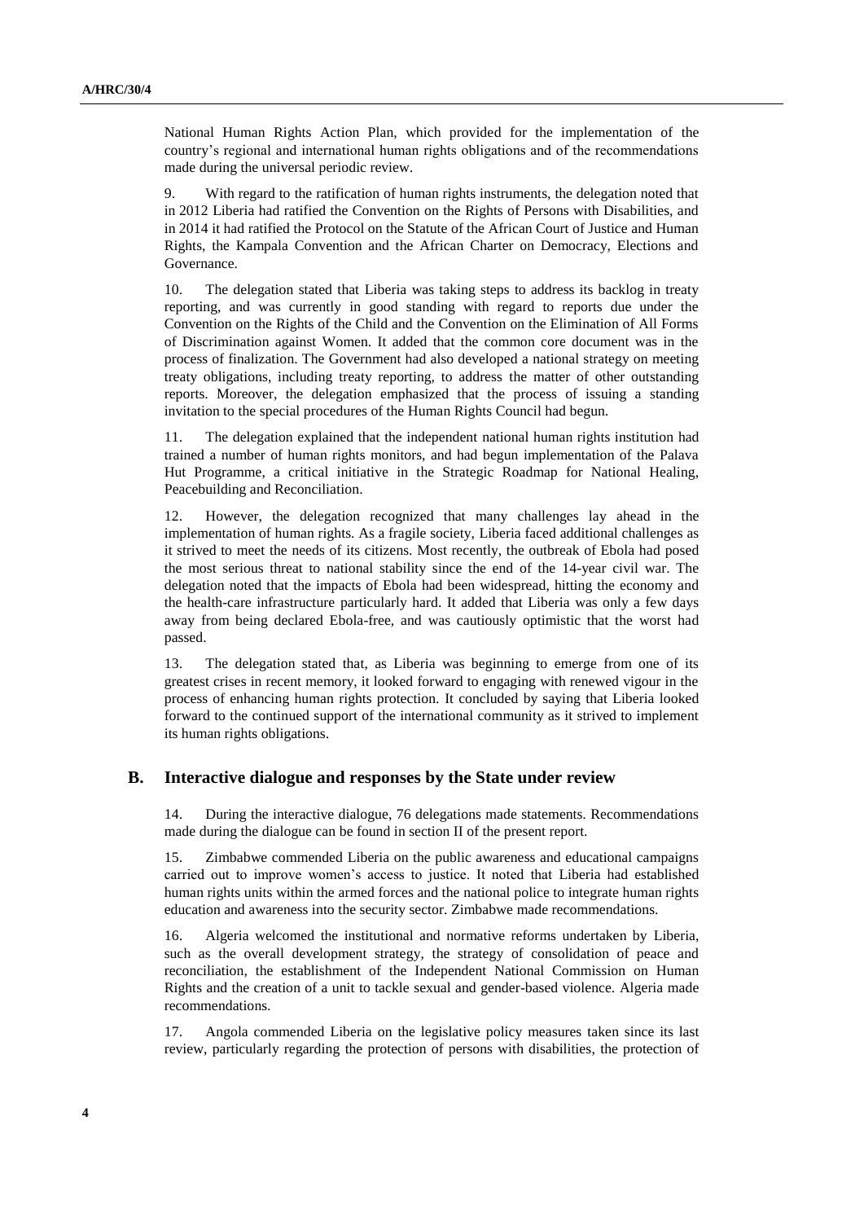National Human Rights Action Plan, which provided for the implementation of the country's regional and international human rights obligations and of the recommendations made during the universal periodic review.

9. With regard to the ratification of human rights instruments, the delegation noted that in 2012 Liberia had ratified the Convention on the Rights of Persons with Disabilities, and in 2014 it had ratified the Protocol on the Statute of the African Court of Justice and Human Rights, the Kampala Convention and the African Charter on Democracy, Elections and Governance.

10. The delegation stated that Liberia was taking steps to address its backlog in treaty reporting, and was currently in good standing with regard to reports due under the Convention on the Rights of the Child and the Convention on the Elimination of All Forms of Discrimination against Women. It added that the common core document was in the process of finalization. The Government had also developed a national strategy on meeting treaty obligations, including treaty reporting, to address the matter of other outstanding reports. Moreover, the delegation emphasized that the process of issuing a standing invitation to the special procedures of the Human Rights Council had begun.

11. The delegation explained that the independent national human rights institution had trained a number of human rights monitors, and had begun implementation of the Palava Hut Programme, a critical initiative in the Strategic Roadmap for National Healing, Peacebuilding and Reconciliation.

12. However, the delegation recognized that many challenges lay ahead in the implementation of human rights. As a fragile society, Liberia faced additional challenges as it strived to meet the needs of its citizens. Most recently, the outbreak of Ebola had posed the most serious threat to national stability since the end of the 14-year civil war. The delegation noted that the impacts of Ebola had been widespread, hitting the economy and the health-care infrastructure particularly hard. It added that Liberia was only a few days away from being declared Ebola-free, and was cautiously optimistic that the worst had passed.

13. The delegation stated that, as Liberia was beginning to emerge from one of its greatest crises in recent memory, it looked forward to engaging with renewed vigour in the process of enhancing human rights protection. It concluded by saying that Liberia looked forward to the continued support of the international community as it strived to implement its human rights obligations.

## B. Interactive dialogue and responses by the State under review

14. During the interactive dialogue, 76 delegations made statements. Recommendations made during the dialogue can be found in section II of the present report.

15. Zimbabwe commended Liberia on the public awareness and educational campaigns carried out to improve women's access to justice. It noted that Liberia had established human rights units within the armed forces and the national police to integrate human rights education and awareness into the security sector. Zimbabwe made recommendations.

16. Algeria welcomed the institutional and normative reforms undertaken by Liberia, such as the overall development strategy, the strategy of consolidation of peace and reconciliation, the establishment of the Independent National Commission on Human Rights and the creation of a unit to tackle sexual and gender-based violence. Algeria made recommendations.

17. Angola commended Liberia on the legislative policy measures taken since its last review, particularly regarding the protection of persons with disabilities, the protection of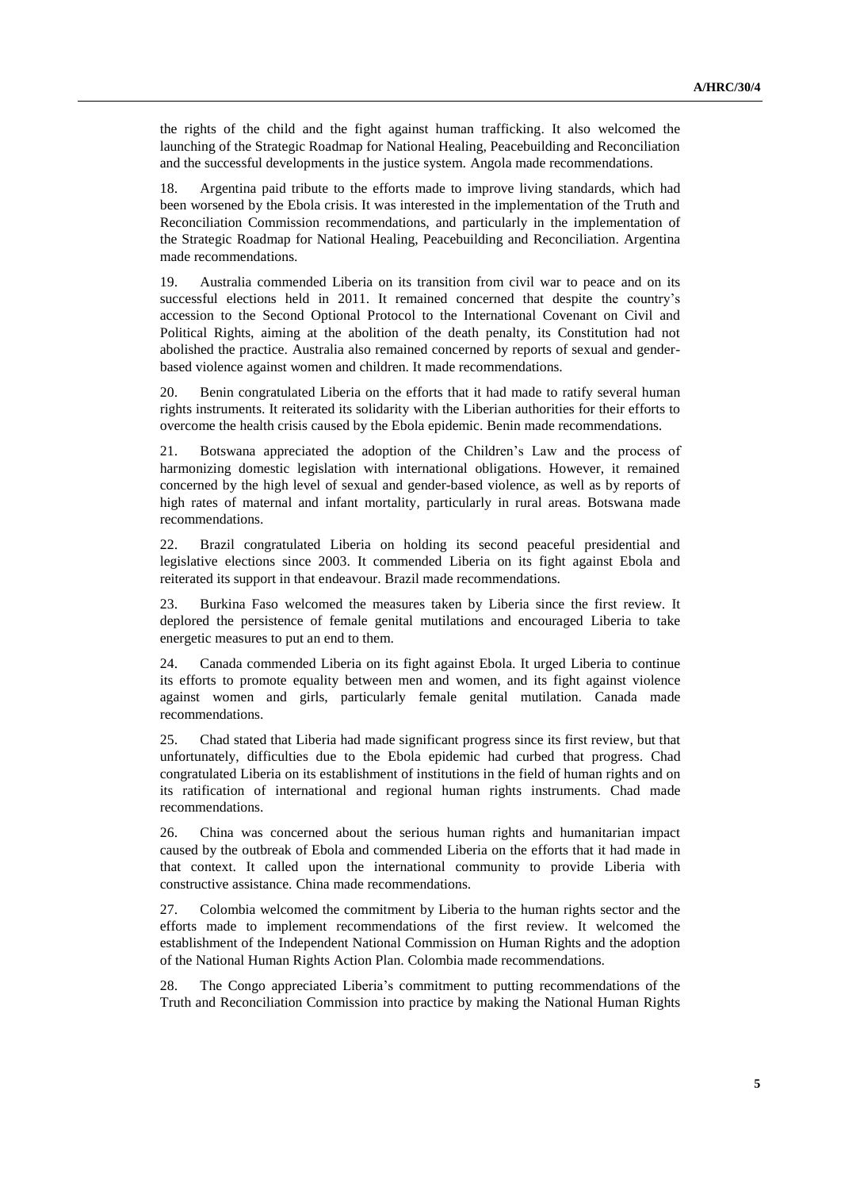the rights of the child and the fight against human trafficking. It also welcomed the launching of the Strategic Roadmap for National Healing, Peacebuilding and Reconciliation and the successful developments in the justice system. Angola made recommendations.

18. Argentina paid tribute to the efforts made to improve living standards, which had been worsened by the Ebola crisis. It was interested in the implementation of the Truth and Reconciliation Commission recommendations, and particularly in the implementation of the Strategic Roadmap for National Healing, Peacebuilding and Reconciliation. Argentina made recommendations.

19. Australia commended Liberia on its transition from civil war to peace and on its successful elections held in 2011. It remained concerned that despite the country's accession to the Second Optional Protocol to the International Covenant on Civil and Political Rights, aiming at the abolition of the death penalty, its Constitution had not abolished the practice. Australia also remained concerned by reports of sexual and gender-based violence against women and children. It made recommendations.

20. Benin congratulated Liberia on the efforts that it had made to ratify several human rights instruments. It reiterated its solidarity with the Liberian authorities for their efforts to overcome the health crisis caused by the Ebola epidemic. Benin made recommendations.

21. Botswana appreciated the adoption of the Children's Law and the process of harmonizing domestic legislation with international obligations. However, it remained concerned by the high level of sexual and gender-based violence, as well as by reports of high rates of maternal and infant mortality, particularly in rural areas. Botswana made recommendations.

22. Brazil congratulated Liberia on holding its second peaceful presidential and legislative elections since 2003. It commended Liberia on its fight against Ebola and reiterated its support in that endeavour. Brazil made recommendations.

23. Burkina Faso welcomed the measures taken by Liberia since the first review. It deplored the persistence of female genital mutilations and encouraged Liberia to take energetic measures to put an end to them.

24. Canada commended Liberia on its fight against Ebola. It urged Liberia to continue its efforts to promote equality between men and women, and its fight against violence against women and girls, particularly female genital mutilation. Canada made recommendations.

25. Chad stated that Liberia had made significant progress since its first review, but that unfortunately, difficulties due to the Ebola epidemic had curbed that progress. Chad congratulated Liberia on its establishment of institutions in the field of human rights and on its ratification of international and regional human rights instruments. Chad made recommendations.

26. China was concerned about the serious human rights and humanitarian impact caused by the outbreak of Ebola and commended Liberia on the efforts that it had made in that context. It called upon the international community to provide Liberia with constructive assistance. China made recommendations.

27. Colombia welcomed the commitment by Liberia to the human rights sector and the efforts made to implement recommendations of the first review. It welcomed the establishment of the Independent National Commission on Human Rights and the adoption of the National Human Rights Action Plan. Colombia made recommendations.

28. The Congo appreciated Liberia's commitment to putting recommendations of the Truth and Reconciliation Commission into practice by making the National Human Rights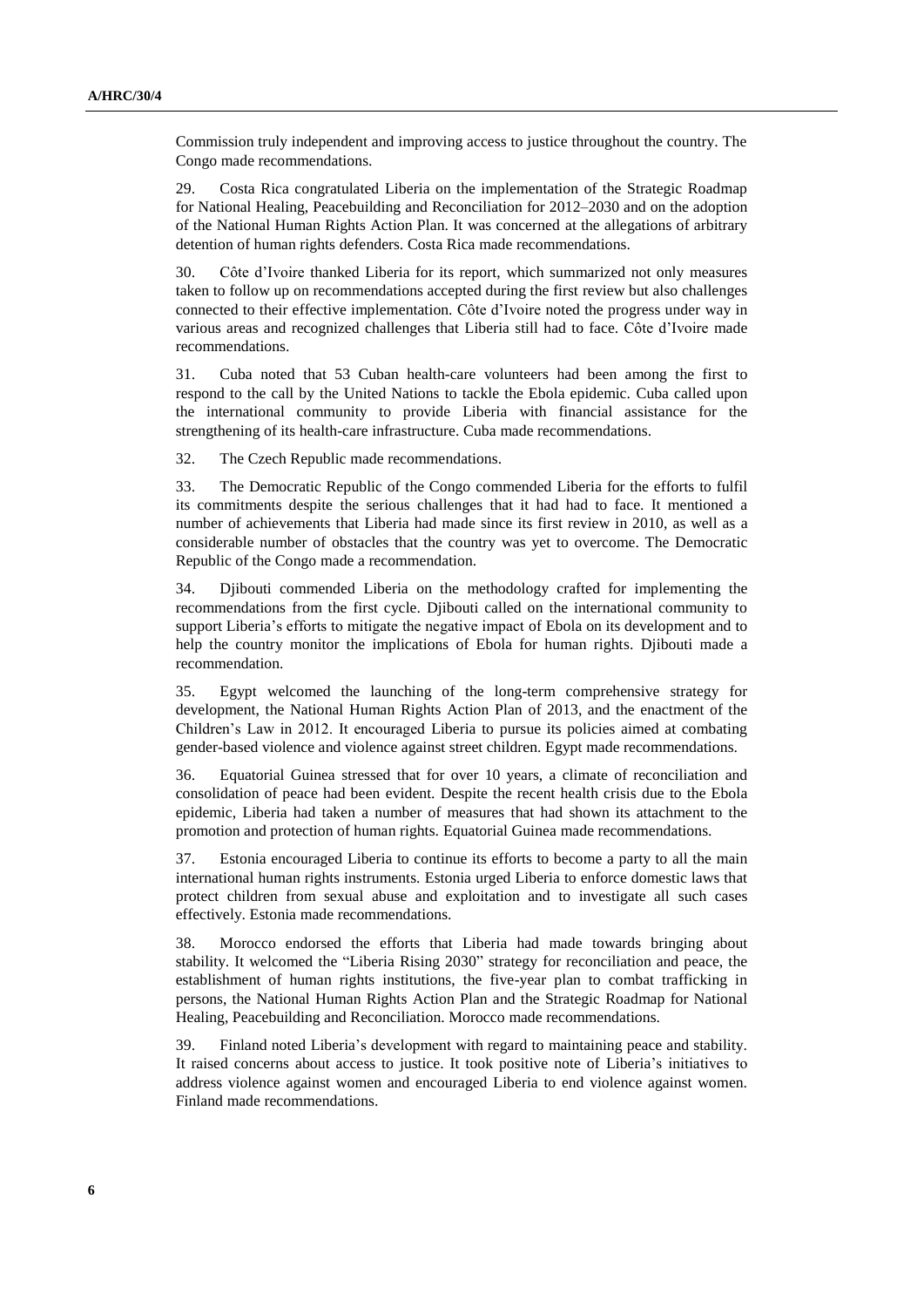Commission truly independent and improving access to justice throughout the country. The Congo made recommendations.

29. Costa Rica congratulated Liberia on the implementation of the Strategic Roadmap for National Healing, Peacebuilding and Reconciliation for 2012–2030 and on the adoption of the National Human Rights Action Plan. It was concerned at the allegations of arbitrary detention of human rights defenders. Costa Rica made recommendations.

30. Côte d'Ivoire thanked Liberia for its report, which summarized not only measures taken to follow up on recommendations accepted during the first review but also challenges connected to their effective implementation. Côte d'Ivoire noted the progress under way in various areas and recognized challenges that Liberia still had to face. Côte d'Ivoire made recommendations.

31. Cuba noted that 53 Cuban health-care volunteers had been among the first to respond to the call by the United Nations to tackle the Ebola epidemic. Cuba called upon the international community to provide Liberia with financial assistance for the strengthening of its health-care infrastructure. Cuba made recommendations.

32. The Czech Republic made recommendations.

33. The Democratic Republic of the Congo commended Liberia for the efforts to fulfil its commitments despite the serious challenges that it had had to face. It mentioned a number of achievements that Liberia had made since its first review in 2010, as well as a considerable number of obstacles that the country was yet to overcome. The Democratic Republic of the Congo made a recommendation.

34. Djibouti commended Liberia on the methodology crafted for implementing the recommendations from the first cycle. Djibouti called on the international community to support Liberia's efforts to mitigate the negative impact of Ebola on its development and to help the country monitor the implications of Ebola for human rights. Djibouti made a recommendation.

35. Egypt welcomed the launching of the long-term comprehensive strategy for development, the National Human Rights Action Plan of 2013, and the enactment of the Children's Law in 2012. It encouraged Liberia to pursue its policies aimed at combating gender-based violence and violence against street children. Egypt made recommendations.

36. Equatorial Guinea stressed that for over 10 years, a climate of reconciliation and consolidation of peace had been evident. Despite the recent health crisis due to the Ebola epidemic, Liberia had taken a number of measures that had shown its attachment to the promotion and protection of human rights. Equatorial Guinea made recommendations.

37. Estonia encouraged Liberia to continue its efforts to become a party to all the main international human rights instruments. Estonia urged Liberia to enforce domestic laws that protect children from sexual abuse and exploitation and to investigate all such cases effectively. Estonia made recommendations.

38. Morocco endorsed the efforts that Liberia had made towards bringing about stability. It welcomed the "Liberia Rising 2030" strategy for reconciliation and peace, the establishment of human rights institutions, the five-year plan to combat trafficking in persons, the National Human Rights Action Plan and the Strategic Roadmap for National Healing, Peacebuilding and Reconciliation. Morocco made recommendations.

39. Finland noted Liberia's development with regard to maintaining peace and stability. It raised concerns about access to justice. It took positive note of Liberia's initiatives to address violence against women and encouraged Liberia to end violence against women. Finland made recommendations.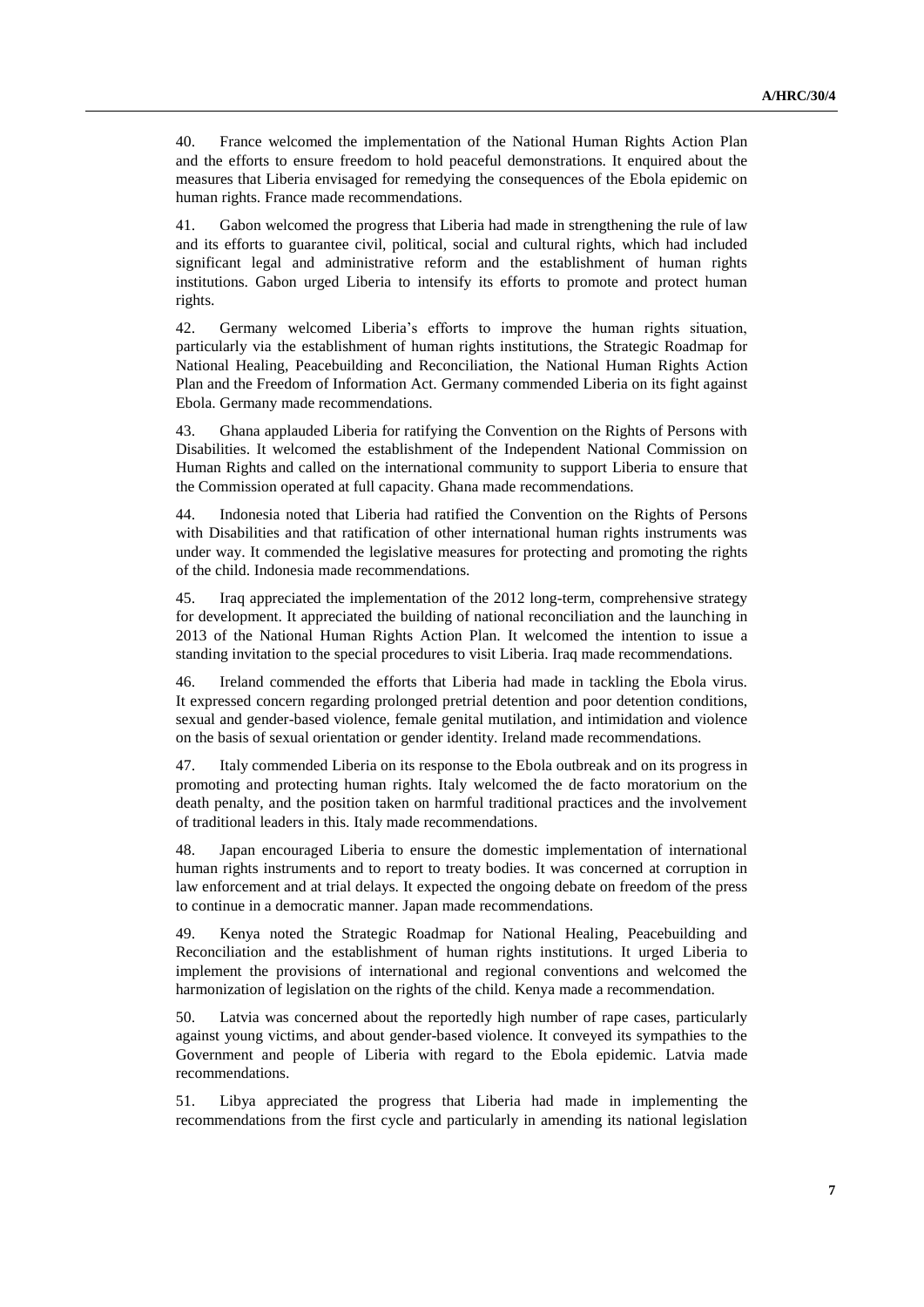40. France welcomed the implementation of the National Human Rights Action Plan and the efforts to ensure freedom to hold peaceful demonstrations. It enquired about the measures that Liberia envisaged for remedying the consequences of the Ebola epidemic on human rights. France made recommendations.

41. Gabon welcomed the progress that Liberia had made in strengthening the rule of law and its efforts to guarantee civil, political, social and cultural rights, which had included significant legal and administrative reform and the establishment of human rights institutions. Gabon urged Liberia to intensify its efforts to promote and protect human rights.

42. Germany welcomed Liberia's efforts to improve the human rights situation, particularly via the establishment of human rights institutions, the Strategic Roadmap for National Healing, Peacebuilding and Reconciliation, the National Human Rights Action Plan and the Freedom of Information Act. Germany commended Liberia on its fight against Ebola. Germany made recommendations.

43. Ghana applauded Liberia for ratifying the Convention on the Rights of Persons with Disabilities. It welcomed the establishment of the Independent National Commission on Human Rights and called on the international community to support Liberia to ensure that the Commission operated at full capacity. Ghana made recommendations.

44. Indonesia noted that Liberia had ratified the Convention on the Rights of Persons with Disabilities and that ratification of other international human rights instruments was under way. It commended the legislative measures for protecting and promoting the rights of the child. Indonesia made recommendations.

45. Iraq appreciated the implementation of the 2012 long-term, comprehensive strategy for development. It appreciated the building of national reconciliation and the launching in 2013 of the National Human Rights Action Plan. It welcomed the intention to issue a standing invitation to the special procedures to visit Liberia. Iraq made recommendations.

46. Ireland commended the efforts that Liberia had made in tackling the Ebola virus. It expressed concern regarding prolonged pretrial detention and poor detention conditions, sexual and gender-based violence, female genital mutilation, and intimidation and violence on the basis of sexual orientation or gender identity. Ireland made recommendations.

47. Italy commended Liberia on its response to the Ebola outbreak and on its progress in promoting and protecting human rights. Italy welcomed the de facto moratorium on the death penalty, and the position taken on harmful traditional practices and the involvement of traditional leaders in this. Italy made recommendations.

48. Japan encouraged Liberia to ensure the domestic implementation of international human rights instruments and to report to treaty bodies. It was concerned at corruption in law enforcement and at trial delays. It expected the ongoing debate on freedom of the press to continue in a democratic manner. Japan made recommendations.

49. Kenya noted the Strategic Roadmap for National Healing, Peacebuilding and Reconciliation and the establishment of human rights institutions. It urged Liberia to implement the provisions of international and regional conventions and welcomed the harmonization of legislation on the rights of the child. Kenya made a recommendation.

50. Latvia was concerned about the reportedly high number of rape cases, particularly against young victims, and about gender-based violence. It conveyed its sympathies to the Government and people of Liberia with regard to the Ebola epidemic. Latvia made recommendations.

51. Libya appreciated the progress that Liberia had made in implementing the recommendations from the first cycle and particularly in amending its national legislation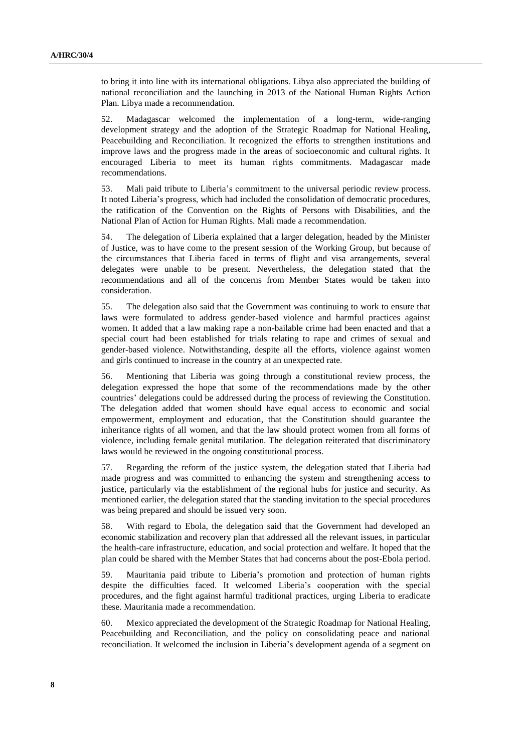to bring it into line with its international obligations. Libya also appreciated the building of national reconciliation and the launching in 2013 of the National Human Rights Action Plan. Libya made a recommendation.

52. Madagascar welcomed the implementation of a long-term, wide-ranging development strategy and the adoption of the Strategic Roadmap for National Healing, Peacebuilding and Reconciliation. It recognized the efforts to strengthen institutions and improve laws and the progress made in the areas of socioeconomic and cultural rights. It encouraged Liberia to meet its human rights commitments. Madagascar made recommendations.

53. Mali paid tribute to Liberia's commitment to the universal periodic review process. It noted Liberia's progress, which had included the consolidation of democratic procedures, the ratification of the Convention on the Rights of Persons with Disabilities, and the National Plan of Action for Human Rights. Mali made a recommendation.

54. The delegation of Liberia explained that a larger delegation, headed by the Minister of Justice, was to have come to the present session of the Working Group, but because of the circumstances that Liberia faced in terms of flight and visa arrangements, several delegates were unable to be present. Nevertheless, the delegation stated that the recommendations and all of the concerns from Member States would be taken into consideration.

55. The delegation also said that the Government was continuing to work to ensure that laws were formulated to address gender-based violence and harmful practices against women. It added that a law making rape a non-bailable crime had been enacted and that a special court had been established for trials relating to rape and crimes of sexual and gender-based violence. Notwithstanding, despite all the efforts, violence against women and girls continued to increase in the country at an unexpected rate.

56. Mentioning that Liberia was going through a constitutional review process, the delegation expressed the hope that some of the recommendations made by the other countries' delegations could be addressed during the process of reviewing the Constitution. The delegation added that women should have equal access to economic and social empowerment, employment and education, that the Constitution should guarantee the inheritance rights of all women, and that the law should protect women from all forms of violence, including female genital mutilation. The delegation reiterated that discriminatory laws would be reviewed in the ongoing constitutional process.

57. Regarding the reform of the justice system, the delegation stated that Liberia had made progress and was committed to enhancing the system and strengthening access to justice, particularly via the establishment of the regional hubs for justice and security. As mentioned earlier, the delegation stated that the standing invitation to the special procedures was being prepared and should be issued very soon.

58. With regard to Ebola, the delegation said that the Government had developed an economic stabilization and recovery plan that addressed all the relevant issues, in particular the health-care infrastructure, education, and social protection and welfare. It hoped that the plan could be shared with the Member States that had concerns about the post-Ebola period.

59. Mauritania paid tribute to Liberia's promotion and protection of human rights despite the difficulties faced. It welcomed Liberia's cooperation with the special procedures, and the fight against harmful traditional practices, urging Liberia to eradicate these. Mauritania made a recommendation.

60. Mexico appreciated the development of the Strategic Roadmap for National Healing, Peacebuilding and Reconciliation, and the policy on consolidating peace and national reconciliation. It welcomed the inclusion in Liberia's development agenda of a segment on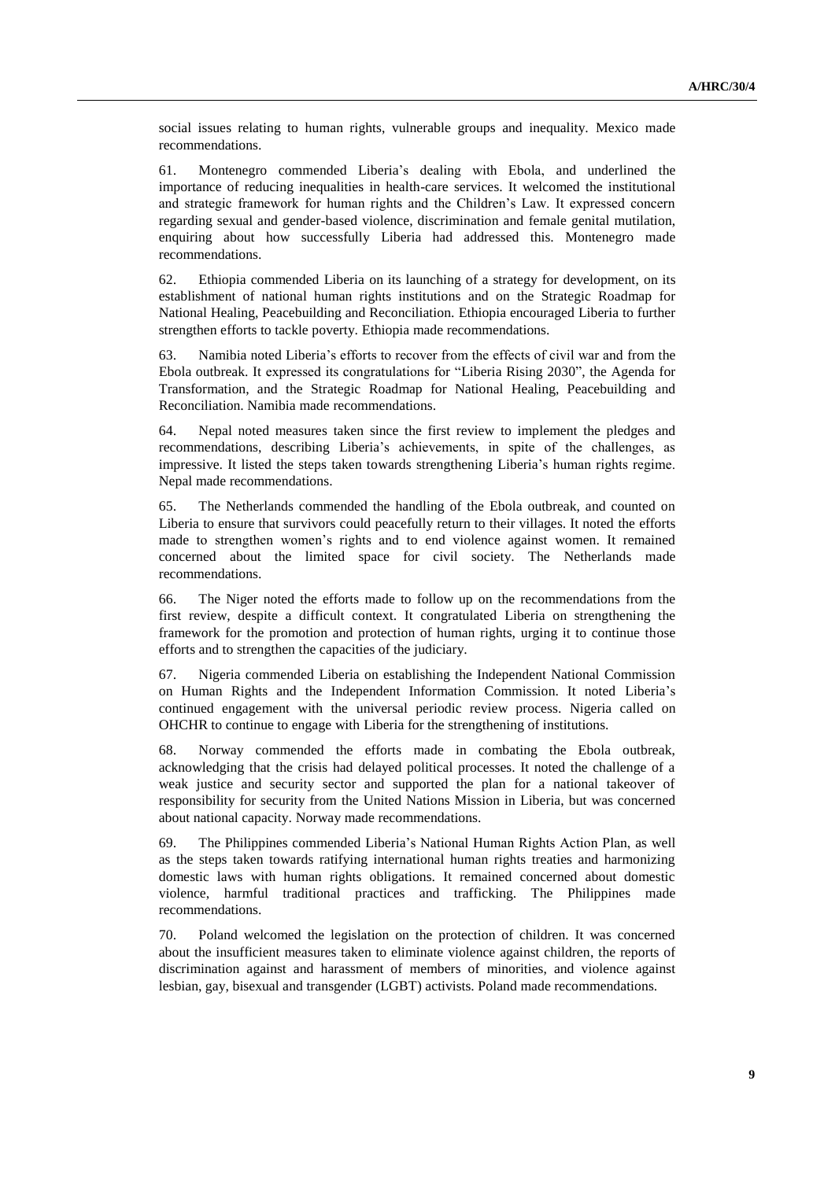social issues relating to human rights, vulnerable groups and inequality. Mexico made recommendations.

61. Montenegro commended Liberia's dealing with Ebola, and underlined the importance of reducing inequalities in health-care services. It welcomed the institutional and strategic framework for human rights and the Children's Law. It expressed concern regarding sexual and gender-based violence, discrimination and female genital mutilation, enquiring about how successfully Liberia had addressed this. Montenegro made recommendations.

62. Ethiopia commended Liberia on its launching of a strategy for development, on its establishment of national human rights institutions and on the Strategic Roadmap for National Healing, Peacebuilding and Reconciliation. Ethiopia encouraged Liberia to further strengthen efforts to tackle poverty. Ethiopia made recommendations.

63. Namibia noted Liberia's efforts to recover from the effects of civil war and from the Ebola outbreak. It expressed its congratulations for "Liberia Rising 2030", the Agenda for Transformation, and the Strategic Roadmap for National Healing, Peacebuilding and Reconciliation. Namibia made recommendations.

64. Nepal noted measures taken since the first review to implement the pledges and recommendations, describing Liberia's achievements, in spite of the challenges, as impressive. It listed the steps taken towards strengthening Liberia's human rights regime. Nepal made recommendations.

65. The Netherlands commended the handling of the Ebola outbreak, and counted on Liberia to ensure that survivors could peacefully return to their villages. It noted the efforts made to strengthen women's rights and to end violence against women. It remained concerned about the limited space for civil society. The Netherlands made recommendations.

66. The Niger noted the efforts made to follow up on the recommendations from the first review, despite a difficult context. It congratulated Liberia on strengthening the framework for the promotion and protection of human rights, urging it to continue those efforts and to strengthen the capacities of the judiciary.

67. Nigeria commended Liberia on establishing the Independent National Commission on Human Rights and the Independent Information Commission. It noted Liberia's continued engagement with the universal periodic review process. Nigeria called on OHCHR to continue to engage with Liberia for the strengthening of institutions.

68. Norway commended the efforts made in combating the Ebola outbreak, acknowledging that the crisis had delayed political processes. It noted the challenge of a weak justice and security sector and supported the plan for a national takeover of responsibility for security from the United Nations Mission in Liberia, but was concerned about national capacity. Norway made recommendations.

69. The Philippines commended Liberia's National Human Rights Action Plan, as well as the steps taken towards ratifying international human rights treaties and harmonizing domestic laws with human rights obligations. It remained concerned about domestic violence, harmful traditional practices and trafficking. The Philippines made recommendations.

70. Poland welcomed the legislation on the protection of children. It was concerned about the insufficient measures taken to eliminate violence against children, the reports of discrimination against and harassment of members of minorities, and violence against lesbian, gay, bisexual and transgender (LGBT) activists. Poland made recommendations.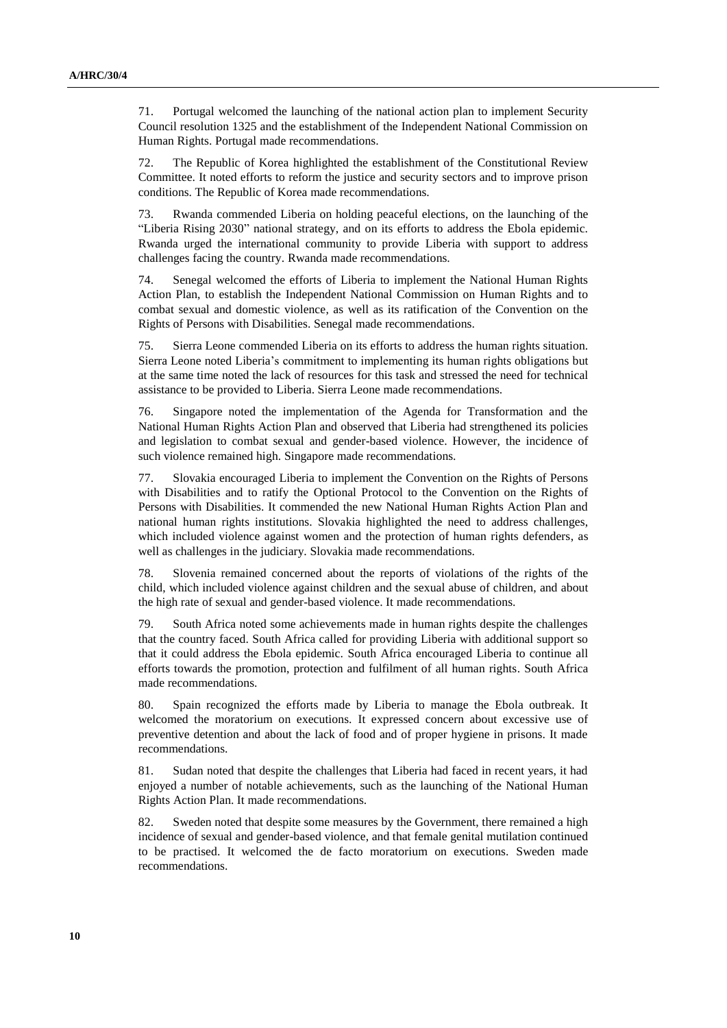71. Portugal welcomed the launching of the national action plan to implement Security Council resolution 1325 and the establishment of the Independent National Commission on Human Rights. Portugal made recommendations.

72. The Republic of Korea highlighted the establishment of the Constitutional Review Committee. It noted efforts to reform the justice and security sectors and to improve prison conditions. The Republic of Korea made recommendations.

73. Rwanda commended Liberia on holding peaceful elections, on the launching of the "Liberia Rising 2030" national strategy, and on its efforts to address the Ebola epidemic. Rwanda urged the international community to provide Liberia with support to address challenges facing the country. Rwanda made recommendations.

74. Senegal welcomed the efforts of Liberia to implement the National Human Rights Action Plan, to establish the Independent National Commission on Human Rights and to combat sexual and domestic violence, as well as its ratification of the Convention on the Rights of Persons with Disabilities. Senegal made recommendations.

75. Sierra Leone commended Liberia on its efforts to address the human rights situation. Sierra Leone noted Liberia's commitment to implementing its human rights obligations but at the same time noted the lack of resources for this task and stressed the need for technical assistance to be provided to Liberia. Sierra Leone made recommendations.

76. Singapore noted the implementation of the Agenda for Transformation and the National Human Rights Action Plan and observed that Liberia had strengthened its policies and legislation to combat sexual and gender-based violence. However, the incidence of such violence remained high. Singapore made recommendations.

77. Slovakia encouraged Liberia to implement the Convention on the Rights of Persons with Disabilities and to ratify the Optional Protocol to the Convention on the Rights of Persons with Disabilities. It commended the new National Human Rights Action Plan and national human rights institutions. Slovakia highlighted the need to address challenges, which included violence against women and the protection of human rights defenders, as well as challenges in the judiciary. Slovakia made recommendations.

78. Slovenia remained concerned about the reports of violations of the rights of the child, which included violence against children and the sexual abuse of children, and about the high rate of sexual and gender-based violence. It made recommendations.

79. South Africa noted some achievements made in human rights despite the challenges that the country faced. South Africa called for providing Liberia with additional support so that it could address the Ebola epidemic. South Africa encouraged Liberia to continue all efforts towards the promotion, protection and fulfilment of all human rights. South Africa made recommendations.

80. Spain recognized the efforts made by Liberia to manage the Ebola outbreak. It welcomed the moratorium on executions. It expressed concern about excessive use of preventive detention and about the lack of food and of proper hygiene in prisons. It made recommendations.

81. Sudan noted that despite the challenges that Liberia had faced in recent years, it had enjoyed a number of notable achievements, such as the launching of the National Human Rights Action Plan. It made recommendations.

82. Sweden noted that despite some measures by the Government, there remained a high incidence of sexual and gender-based violence, and that female genital mutilation continued to be practised. It welcomed the de facto moratorium on executions. Sweden made recommendations.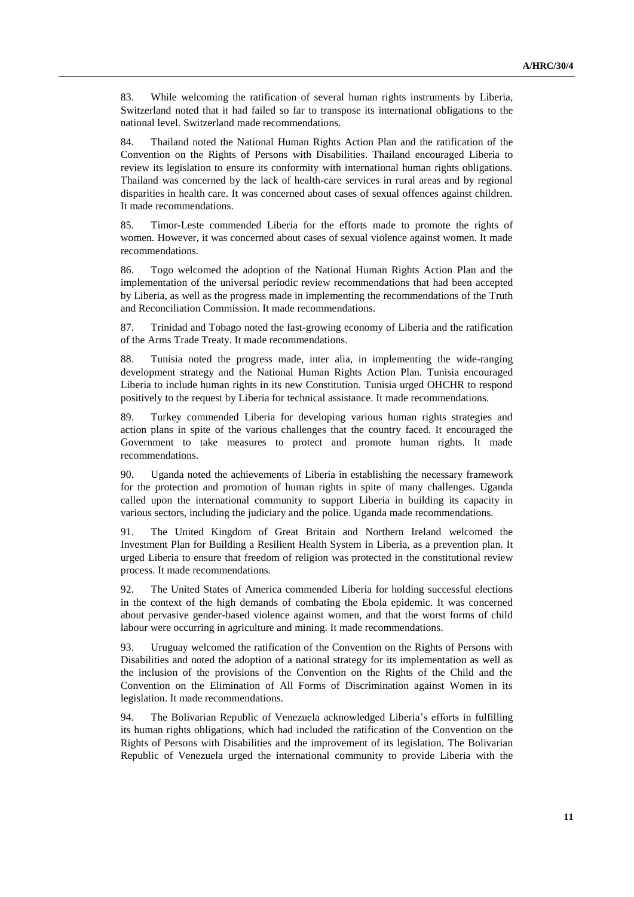83. While welcoming the ratification of several human rights instruments by Liberia, Switzerland noted that it had failed so far to transpose its international obligations to the national level. Switzerland made recommendations.

84. Thailand noted the National Human Rights Action Plan and the ratification of the Convention on the Rights of Persons with Disabilities. Thailand encouraged Liberia to review its legislation to ensure its conformity with international human rights obligations. Thailand was concerned by the lack of health-care services in rural areas and by regional disparities in health care. It was concerned about cases of sexual offences against children. It made recommendations.

85. Timor-Leste commended Liberia for the efforts made to promote the rights of women. However, it was concerned about cases of sexual violence against women. It made recommendations.

86. Togo welcomed the adoption of the National Human Rights Action Plan and the implementation of the universal periodic review recommendations that had been accepted by Liberia, as well as the progress made in implementing the recommendations of the Truth and Reconciliation Commission. It made recommendations.

87. Trinidad and Tobago noted the fast-growing economy of Liberia and the ratification of the Arms Trade Treaty. It made recommendations.

88. Tunisia noted the progress made, inter alia, in implementing the wide-ranging development strategy and the National Human Rights Action Plan. Tunisia encouraged Liberia to include human rights in its new Constitution. Tunisia urged OHCHR to respond positively to the request by Liberia for technical assistance. It made recommendations.

89. Turkey commended Liberia for developing various human rights strategies and action plans in spite of the various challenges that the country faced. It encouraged the Government to take measures to protect and promote human rights. It made recommendations.

90. Uganda noted the achievements of Liberia in establishing the necessary framework for the protection and promotion of human rights in spite of many challenges. Uganda called upon the international community to support Liberia in building its capacity in various sectors, including the judiciary and the police. Uganda made recommendations.

91. The United Kingdom of Great Britain and Northern Ireland welcomed the Investment Plan for Building a Resilient Health System in Liberia, as a prevention plan. It urged Liberia to ensure that freedom of religion was protected in the constitutional review process. It made recommendations.

92. The United States of America commended Liberia for holding successful elections in the context of the high demands of combating the Ebola epidemic. It was concerned about pervasive gender-based violence against women, and that the worst forms of child labour were occurring in agriculture and mining. It made recommendations.

93. Uruguay welcomed the ratification of the Convention on the Rights of Persons with Disabilities and noted the adoption of a national strategy for its implementation as well as the inclusion of the provisions of the Convention on the Rights of the Child and the Convention on the Elimination of All Forms of Discrimination against Women in its legislation. It made recommendations.

94. The Bolivarian Republic of Venezuela acknowledged Liberia's efforts in fulfilling its human rights obligations, which had included the ratification of the Convention on the Rights of Persons with Disabilities and the improvement of its legislation. The Bolivarian Republic of Venezuela urged the international community to provide Liberia with the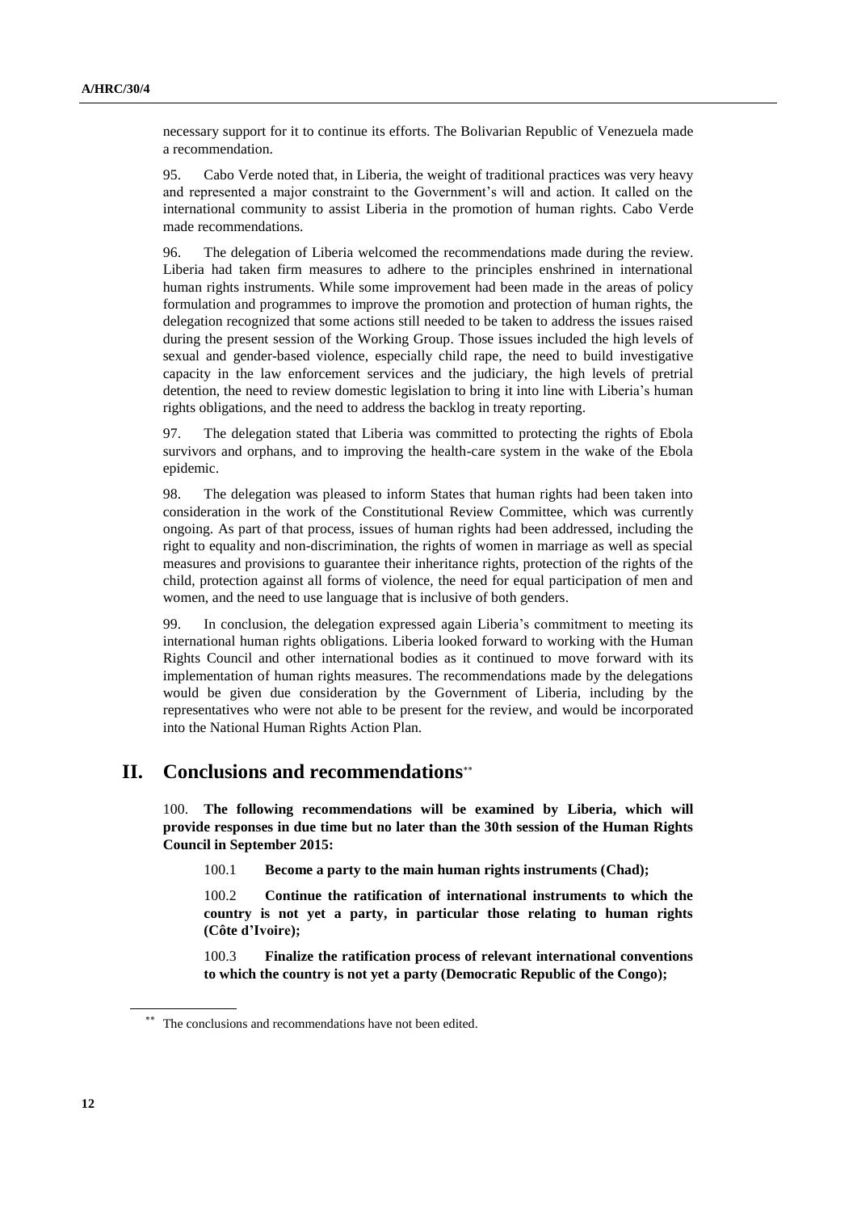necessary support for it to continue its efforts. The Bolivarian Republic of Venezuela made a recommendation.

95. Cabo Verde noted that, in Liberia, the weight of traditional practices was very heavy and represented a major constraint to the Government's will and action. It called on the international community to assist Liberia in the promotion of human rights. Cabo Verde made recommendations.

96. The delegation of Liberia welcomed the recommendations made during the review. Liberia had taken firm measures to adhere to the principles enshrined in international human rights instruments. While some improvement had been made in the areas of policy formulation and programmes to improve the promotion and protection of human rights, the delegation recognized that some actions still needed to be taken to address the issues raised during the present session of the Working Group. Those issues included the high levels of sexual and gender-based violence, especially child rape, the need to build investigative capacity in the law enforcement services and the judiciary, the high levels of pretrial detention, the need to review domestic legislation to bring it into line with Liberia's human rights obligations, and the need to address the backlog in treaty reporting.

97. The delegation stated that Liberia was committed to protecting the rights of Ebola survivors and orphans, and to improving the health-care system in the wake of the Ebola epidemic.

98. The delegation was pleased to inform States that human rights had been taken into consideration in the work of the Constitutional Review Committee, which was currently ongoing. As part of that process, issues of human rights had been addressed, including the right to equality and non-discrimination, the rights of women in marriage as well as special measures and provisions to guarantee their inheritance rights, protection of the rights of the child, protection against all forms of violence, the need for equal participation of men and women, and the need to use language that is inclusive of both genders.

99. In conclusion, the delegation expressed again Liberia's commitment to meeting its international human rights obligations. Liberia looked forward to working with the Human Rights Council and other international bodies as it continued to move forward with its implementation of human rights measures. The recommendations made by the delegations would be given due consideration by the Government of Liberia, including by the representatives who were not able to be present for the review, and would be incorporated into the National Human Rights Action Plan.

# II. Conclusions and recommendations[**]

100. **The following recommendations will be examined by Liberia, which will provide responses in due time but no later than the 30th session of the Human Rights Council in September 2015:**

100.1 **Become a party to the main human rights instruments (Chad);**

100.2 **Continue the ratification of international instruments to which the country is not yet a party, in particular those relating to human rights (Côte d'Ivoire);**

100.3 **Finalize the ratification process of relevant international conventions to which the country is not yet a party (Democratic Republic of the Congo);**

[**] The conclusions and recommendations have not been edited.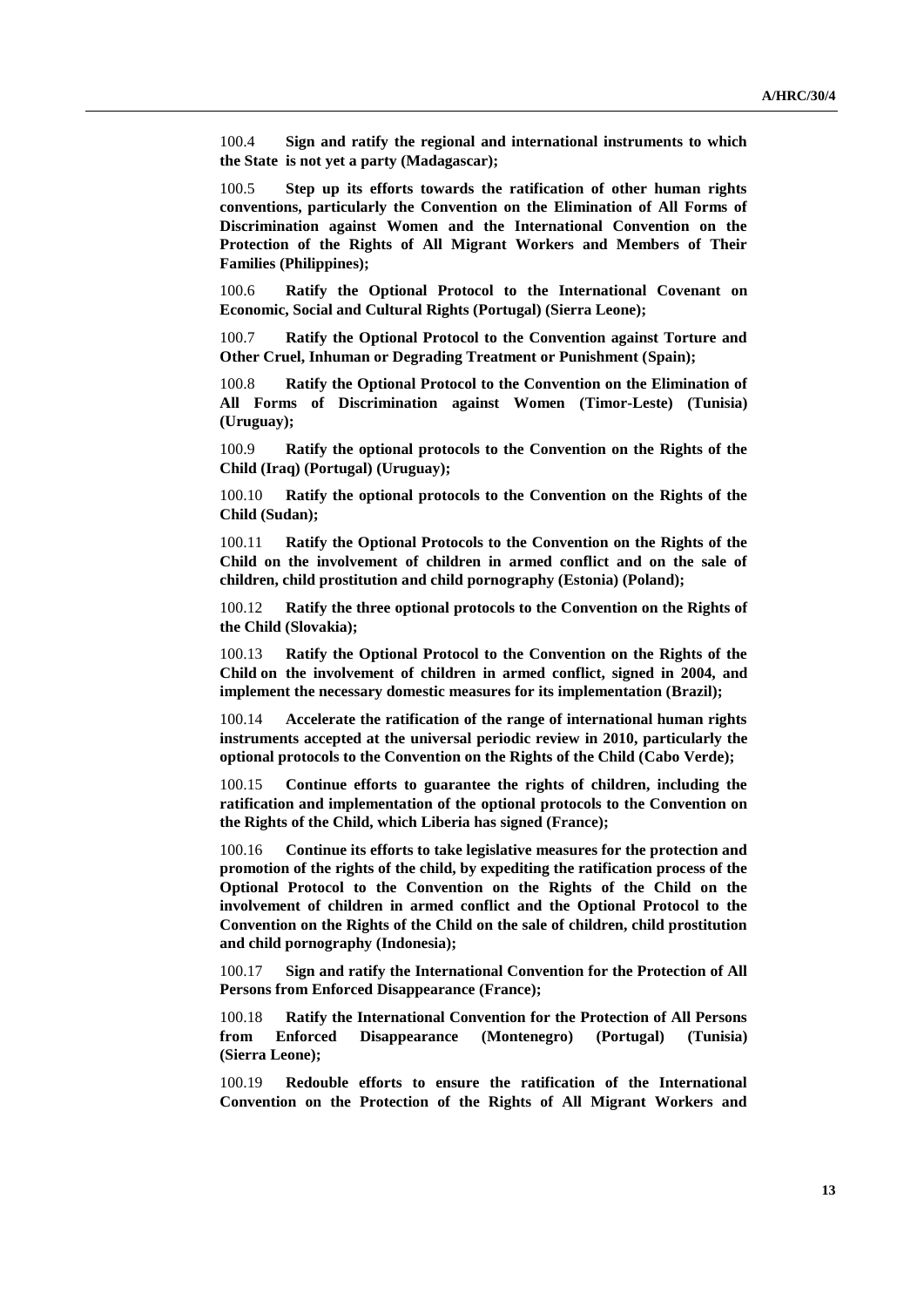100.4 **Sign and ratify the regional and international instruments to which the State is not yet a party (Madagascar);**

100.5 **Step up its efforts towards the ratification of other human rights conventions, particularly the Convention on the Elimination of All Forms of Discrimination against Women and the International Convention on the Protection of the Rights of All Migrant Workers and Members of Their Families (Philippines);**

100.6 **Ratify the Optional Protocol to the International Covenant on Economic, Social and Cultural Rights (Portugal) (Sierra Leone);**

100.7 **Ratify the Optional Protocol to the Convention against Torture and Other Cruel, Inhuman or Degrading Treatment or Punishment (Spain);**

100.8 **Ratify the Optional Protocol to the Convention on the Elimination of All Forms of Discrimination against Women (Timor-Leste) (Tunisia) (Uruguay);**

100.9 **Ratify the optional protocols to the Convention on the Rights of the Child (Iraq) (Portugal) (Uruguay);**

100.10 **Ratify the optional protocols to the Convention on the Rights of the Child (Sudan);**

100.11 **Ratify the Optional Protocols to the Convention on the Rights of the Child on the involvement of children in armed conflict and on the sale of children, child prostitution and child pornography (Estonia) (Poland);**

100.12 **Ratify the three optional protocols to the Convention on the Rights of the Child (Slovakia);**

100.13 **Ratify the Optional Protocol to the Convention on the Rights of the Child on the involvement of children in armed conflict, signed in 2004, and implement the necessary domestic measures for its implementation (Brazil);**

100.14 **Accelerate the ratification of the range of international human rights instruments accepted at the universal periodic review in 2010, particularly the optional protocols to the Convention on the Rights of the Child (Cabo Verde);**

100.15 **Continue efforts to guarantee the rights of children, including the ratification and implementation of the optional protocols to the Convention on the Rights of the Child, which Liberia has signed (France);**

100.16 **Continue its efforts to take legislative measures for the protection and promotion of the rights of the child, by expediting the ratification process of the Optional Protocol to the Convention on the Rights of the Child on the involvement of children in armed conflict and the Optional Protocol to the Convention on the Rights of the Child on the sale of children, child prostitution and child pornography (Indonesia);**

100.17 **Sign and ratify the International Convention for the Protection of All Persons from Enforced Disappearance (France);**

100.18 **Ratify the International Convention for the Protection of All Persons from Enforced Disappearance (Montenegro) (Portugal) (Tunisia) (Sierra Leone);**

100.19 **Redouble efforts to ensure the ratification of the International Convention on the Protection of the Rights of All Migrant Workers and**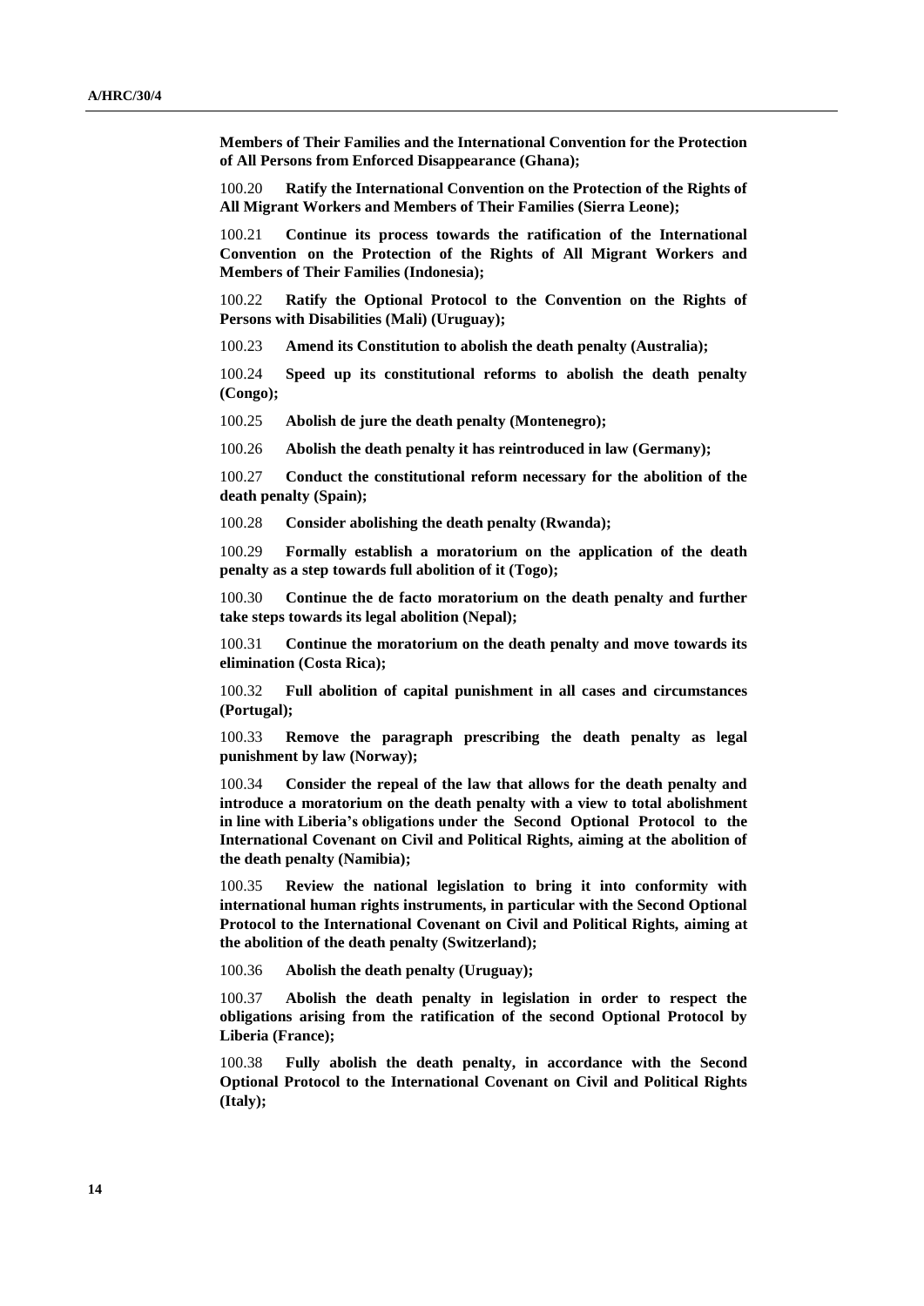**Members of Their Families and the International Convention for the Protection of All Persons from Enforced Disappearance (Ghana);**

100.20 **Ratify the International Convention on the Protection of the Rights of All Migrant Workers and Members of Their Families (Sierra Leone);**

100.21 **Continue its process towards the ratification of the International Convention on the Protection of the Rights of All Migrant Workers and Members of Their Families (Indonesia);**

100.22 **Ratify the Optional Protocol to the Convention on the Rights of Persons with Disabilities (Mali) (Uruguay);**

100.23 **Amend its Constitution to abolish the death penalty (Australia);**

100.24 **Speed up its constitutional reforms to abolish the death penalty (Congo);**

100.25 **Abolish de jure the death penalty (Montenegro);**

100.26 **Abolish the death penalty it has reintroduced in law (Germany);**

100.27 **Conduct the constitutional reform necessary for the abolition of the death penalty (Spain);**

100.28 **Consider abolishing the death penalty (Rwanda);**

100.29 **Formally establish a moratorium on the application of the death penalty as a step towards full abolition of it (Togo);**

100.30 **Continue the de facto moratorium on the death penalty and further take steps towards its legal abolition (Nepal);**

100.31 **Continue the moratorium on the death penalty and move towards its elimination (Costa Rica);**

100.32 **Full abolition of capital punishment in all cases and circumstances (Portugal);**

100.33 **Remove the paragraph prescribing the death penalty as legal punishment by law (Norway);**

100.34 **Consider the repeal of the law that allows for the death penalty and introduce a moratorium on the death penalty with a view to total abolishment in line with Liberia's obligations under the Second Optional Protocol to the International Covenant on Civil and Political Rights, aiming at the abolition of the death penalty (Namibia);**

100.35 **Review the national legislation to bring it into conformity with international human rights instruments, in particular with the Second Optional Protocol to the International Covenant on Civil and Political Rights, aiming at the abolition of the death penalty (Switzerland);**

100.36 **Abolish the death penalty (Uruguay);**

100.37 **Abolish the death penalty in legislation in order to respect the obligations arising from the ratification of the second Optional Protocol by Liberia (France);**

100.38 **Fully abolish the death penalty, in accordance with the Second Optional Protocol to the International Covenant on Civil and Political Rights (Italy);**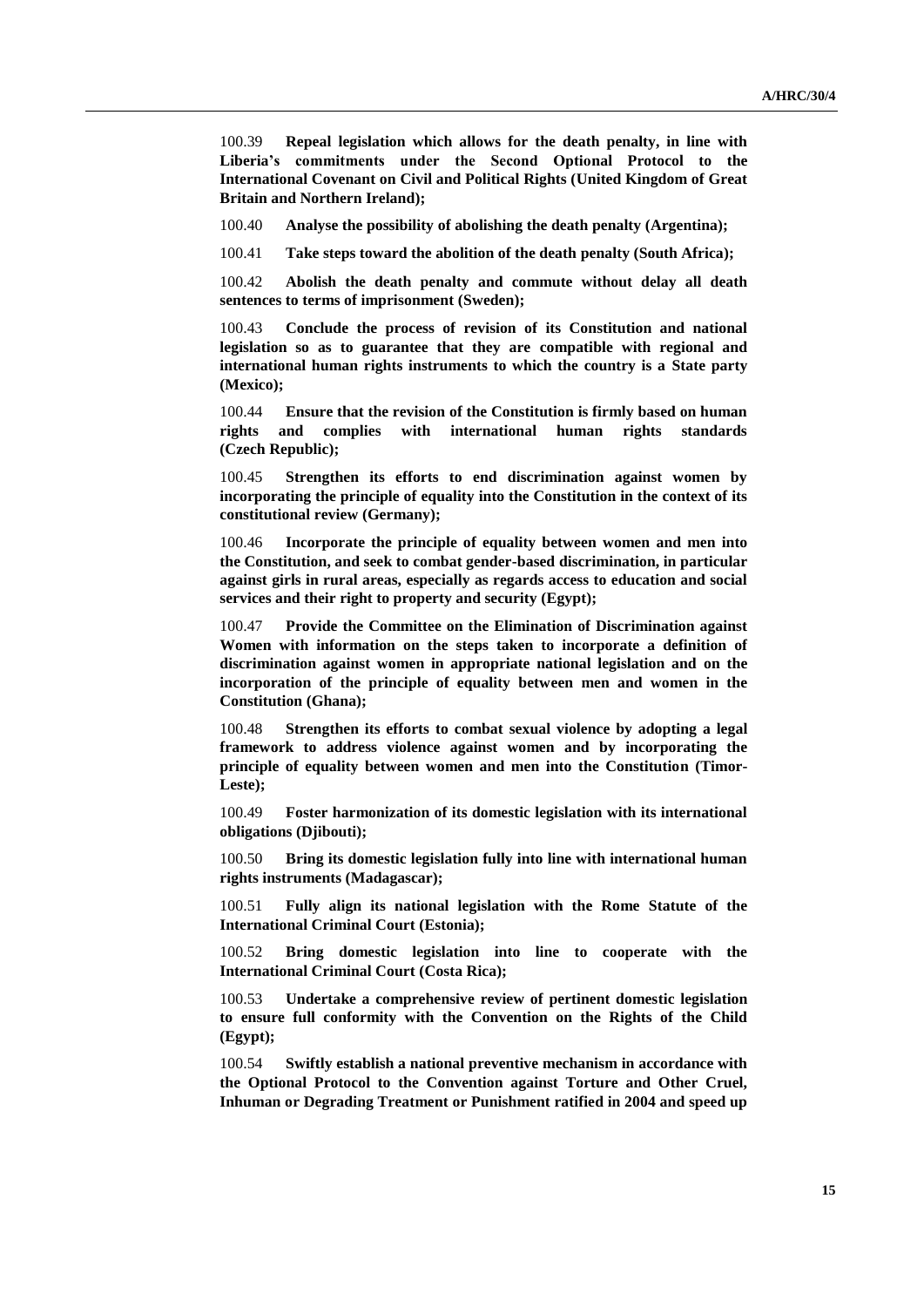100.39 **Repeal legislation which allows for the death penalty, in line with Liberia's commitments under the Second Optional Protocol to the International Covenant on Civil and Political Rights (United Kingdom of Great Britain and Northern Ireland);**

100.40 **Analyse the possibility of abolishing the death penalty (Argentina);**

100.41 **Take steps toward the abolition of the death penalty (South Africa);**

100.42 **Abolish the death penalty and commute without delay all death sentences to terms of imprisonment (Sweden);**

100.43 **Conclude the process of revision of its Constitution and national legislation so as to guarantee that they are compatible with regional and international human rights instruments to which the country is a State party (Mexico);**

100.44 **Ensure that the revision of the Constitution is firmly based on human rights and complies with international human rights standards (Czech Republic);**

100.45 **Strengthen its efforts to end discrimination against women by incorporating the principle of equality into the Constitution in the context of its constitutional review (Germany);**

100.46 **Incorporate the principle of equality between women and men into the Constitution, and seek to combat gender-based discrimination, in particular against girls in rural areas, especially as regards access to education and social services and their right to property and security (Egypt);**

100.47 **Provide the Committee on the Elimination of Discrimination against Women with information on the steps taken to incorporate a definition of discrimination against women in appropriate national legislation and on the incorporation of the principle of equality between men and women in the Constitution (Ghana);**

100.48 **Strengthen its efforts to combat sexual violence by adopting a legal framework to address violence against women and by incorporating the principle of equality between women and men into the Constitution (Timor-Leste);**

100.49 **Foster harmonization of its domestic legislation with its international obligations (Djibouti);**

100.50 **Bring its domestic legislation fully into line with international human rights instruments (Madagascar);**

100.51 **Fully align its national legislation with the Rome Statute of the International Criminal Court (Estonia);**

100.52 **Bring domestic legislation into line to cooperate with the International Criminal Court (Costa Rica);**

100.53 **Undertake a comprehensive review of pertinent domestic legislation to ensure full conformity with the Convention on the Rights of the Child (Egypt);**

100.54 **Swiftly establish a national preventive mechanism in accordance with the Optional Protocol to the Convention against Torture and Other Cruel, Inhuman or Degrading Treatment or Punishment ratified in 2004 and speed up**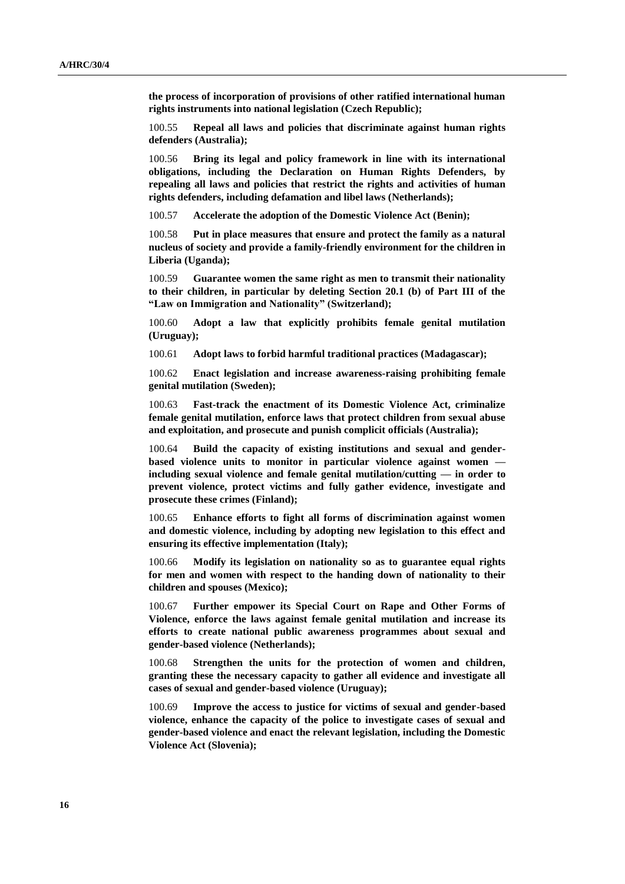**the process of incorporation of provisions of other ratified international human rights instruments into national legislation (Czech Republic);**

100.55 **Repeal all laws and policies that discriminate against human rights defenders (Australia);**

100.56 **Bring its legal and policy framework in line with its international obligations, including the Declaration on Human Rights Defenders, by repealing all laws and policies that restrict the rights and activities of human rights defenders, including defamation and libel laws (Netherlands);**

100.57 **Accelerate the adoption of the Domestic Violence Act (Benin);**

100.58 **Put in place measures that ensure and protect the family as a natural nucleus of society and provide a family-friendly environment for the children in Liberia (Uganda);**

100.59 **Guarantee women the same right as men to transmit their nationality to their children, in particular by deleting Section 20.1 (b) of Part III of the "Law on Immigration and Nationality" (Switzerland);**

100.60 **Adopt a law that explicitly prohibits female genital mutilation (Uruguay);**

100.61 **Adopt laws to forbid harmful traditional practices (Madagascar);**

100.62 **Enact legislation and increase awareness-raising prohibiting female genital mutilation (Sweden);**

100.63 **Fast-track the enactment of its Domestic Violence Act, criminalize female genital mutilation, enforce laws that protect children from sexual abuse and exploitation, and prosecute and punish complicit officials (Australia);**

100.64 **Build the capacity of existing institutions and sexual and gender-based violence units to monitor in particular violence against women — including sexual violence and female genital mutilation/cutting — in order to prevent violence, protect victims and fully gather evidence, investigate and prosecute these crimes (Finland);**

100.65 **Enhance efforts to fight all forms of discrimination against women and domestic violence, including by adopting new legislation to this effect and ensuring its effective implementation (Italy);**

100.66 **Modify its legislation on nationality so as to guarantee equal rights for men and women with respect to the handing down of nationality to their children and spouses (Mexico);**

100.67 **Further empower its Special Court on Rape and Other Forms of Violence, enforce the laws against female genital mutilation and increase its efforts to create national public awareness programmes about sexual and gender-based violence (Netherlands);**

100.68 **Strengthen the units for the protection of women and children, granting these the necessary capacity to gather all evidence and investigate all cases of sexual and gender-based violence (Uruguay);**

100.69 **Improve the access to justice for victims of sexual and gender-based violence, enhance the capacity of the police to investigate cases of sexual and gender-based violence and enact the relevant legislation, including the Domestic Violence Act (Slovenia);**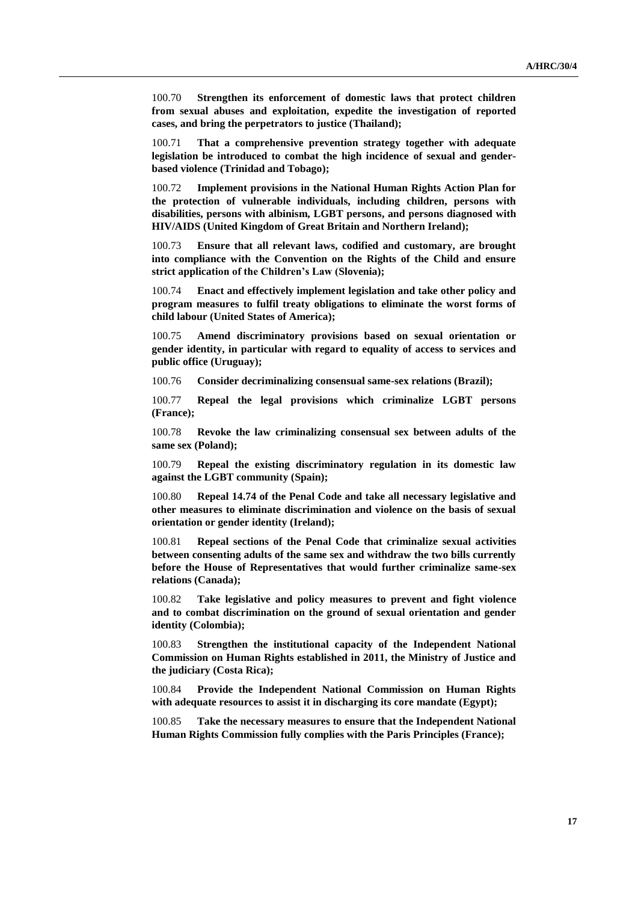100.70 **Strengthen its enforcement of domestic laws that protect children from sexual abuses and exploitation, expedite the investigation of reported cases, and bring the perpetrators to justice (Thailand);**

100.71 **That a comprehensive prevention strategy together with adequate legislation be introduced to combat the high incidence of sexual and gender-based violence (Trinidad and Tobago);**

100.72 **Implement provisions in the National Human Rights Action Plan for the protection of vulnerable individuals, including children, persons with disabilities, persons with albinism, LGBT persons, and persons diagnosed with HIV/AIDS (United Kingdom of Great Britain and Northern Ireland);**

100.73 **Ensure that all relevant laws, codified and customary, are brought into compliance with the Convention on the Rights of the Child and ensure strict application of the Children's Law (Slovenia);**

100.74 **Enact and effectively implement legislation and take other policy and program measures to fulfil treaty obligations to eliminate the worst forms of child labour (United States of America);**

100.75 **Amend discriminatory provisions based on sexual orientation or gender identity, in particular with regard to equality of access to services and public office (Uruguay);**

100.76 **Consider decriminalizing consensual same-sex relations (Brazil);**

100.77 **Repeal the legal provisions which criminalize LGBT persons (France);**

100.78 **Revoke the law criminalizing consensual sex between adults of the same sex (Poland);**

100.79 **Repeal the existing discriminatory regulation in its domestic law against the LGBT community (Spain);**

100.80 **Repeal 14.74 of the Penal Code and take all necessary legislative and other measures to eliminate discrimination and violence on the basis of sexual orientation or gender identity (Ireland);**

100.81 **Repeal sections of the Penal Code that criminalize sexual activities between consenting adults of the same sex and withdraw the two bills currently before the House of Representatives that would further criminalize same-sex relations (Canada);**

100.82 **Take legislative and policy measures to prevent and fight violence and to combat discrimination on the ground of sexual orientation and gender identity (Colombia);**

100.83 **Strengthen the institutional capacity of the Independent National Commission on Human Rights established in 2011, the Ministry of Justice and the judiciary (Costa Rica);**

100.84 **Provide the Independent National Commission on Human Rights with adequate resources to assist it in discharging its core mandate (Egypt);**

100.85 **Take the necessary measures to ensure that the Independent National Human Rights Commission fully complies with the Paris Principles (France);**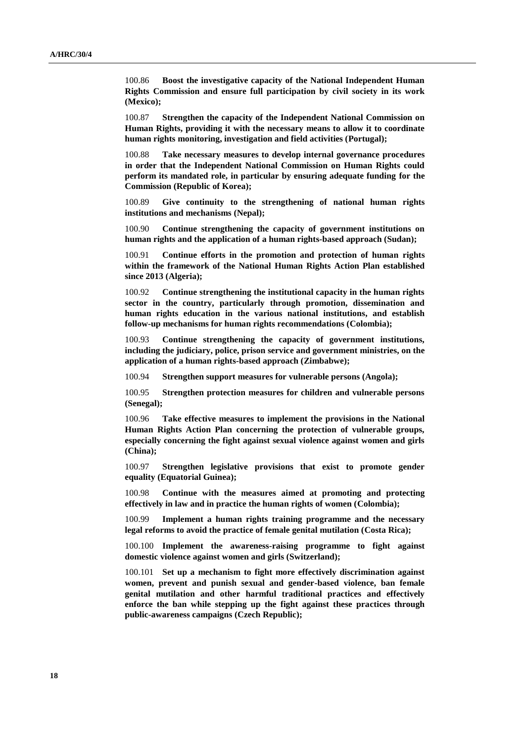100.86 **Boost the investigative capacity of the National Independent Human Rights Commission and ensure full participation by civil society in its work (Mexico);**

100.87 **Strengthen the capacity of the Independent National Commission on Human Rights, providing it with the necessary means to allow it to coordinate human rights monitoring, investigation and field activities (Portugal);**

100.88 **Take necessary measures to develop internal governance procedures in order that the Independent National Commission on Human Rights could perform its mandated role, in particular by ensuring adequate funding for the Commission (Republic of Korea);**

100.89 **Give continuity to the strengthening of national human rights institutions and mechanisms (Nepal);**

100.90 **Continue strengthening the capacity of government institutions on human rights and the application of a human rights-based approach (Sudan);**

100.91 **Continue efforts in the promotion and protection of human rights within the framework of the National Human Rights Action Plan established since 2013 (Algeria);**

100.92 **Continue strengthening the institutional capacity in the human rights sector in the country, particularly through promotion, dissemination and human rights education in the various national institutions, and establish follow-up mechanisms for human rights recommendations (Colombia);**

100.93 **Continue strengthening the capacity of government institutions, including the judiciary, police, prison service and government ministries, on the application of a human rights-based approach (Zimbabwe);**

100.94 **Strengthen support measures for vulnerable persons (Angola);**

100.95 **Strengthen protection measures for children and vulnerable persons (Senegal);**

100.96 **Take effective measures to implement the provisions in the National Human Rights Action Plan concerning the protection of vulnerable groups, especially concerning the fight against sexual violence against women and girls (China);**

100.97 **Strengthen legislative provisions that exist to promote gender equality (Equatorial Guinea);**

100.98 **Continue with the measures aimed at promoting and protecting effectively in law and in practice the human rights of women (Colombia);**

100.99 **Implement a human rights training programme and the necessary legal reforms to avoid the practice of female genital mutilation (Costa Rica);**

100.100 **Implement the awareness-raising programme to fight against domestic violence against women and girls (Switzerland);**

100.101 **Set up a mechanism to fight more effectively discrimination against women, prevent and punish sexual and gender-based violence, ban female genital mutilation and other harmful traditional practices and effectively enforce the ban while stepping up the fight against these practices through public-awareness campaigns (Czech Republic);**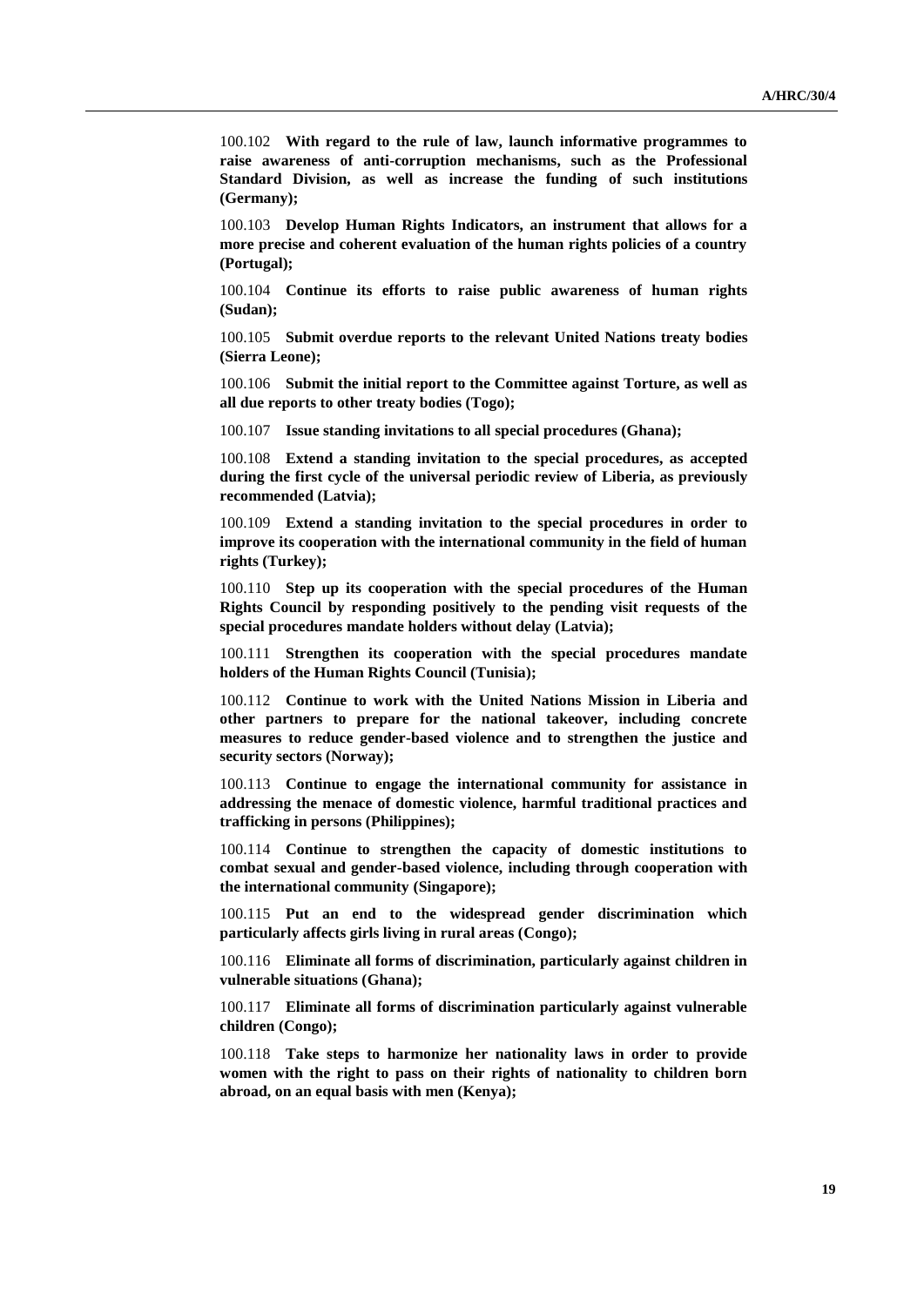100.102 **With regard to the rule of law, launch informative programmes to raise awareness of anti-corruption mechanisms, such as the Professional Standard Division, as well as increase the funding of such institutions (Germany);**

100.103 **Develop Human Rights Indicators, an instrument that allows for a more precise and coherent evaluation of the human rights policies of a country (Portugal);**

100.104 **Continue its efforts to raise public awareness of human rights (Sudan);**

100.105 **Submit overdue reports to the relevant United Nations treaty bodies (Sierra Leone);**

100.106 **Submit the initial report to the Committee against Torture, as well as all due reports to other treaty bodies (Togo);**

100.107 **Issue standing invitations to all special procedures (Ghana);**

100.108 **Extend a standing invitation to the special procedures, as accepted during the first cycle of the universal periodic review of Liberia, as previously recommended (Latvia);**

100.109 **Extend a standing invitation to the special procedures in order to improve its cooperation with the international community in the field of human rights (Turkey);**

100.110 **Step up its cooperation with the special procedures of the Human Rights Council by responding positively to the pending visit requests of the special procedures mandate holders without delay (Latvia);**

100.111 **Strengthen its cooperation with the special procedures mandate holders of the Human Rights Council (Tunisia);**

100.112 **Continue to work with the United Nations Mission in Liberia and other partners to prepare for the national takeover, including concrete measures to reduce gender-based violence and to strengthen the justice and security sectors (Norway);**

100.113 **Continue to engage the international community for assistance in addressing the menace of domestic violence, harmful traditional practices and trafficking in persons (Philippines);**

100.114 **Continue to strengthen the capacity of domestic institutions to combat sexual and gender-based violence, including through cooperation with the international community (Singapore);**

100.115 **Put an end to the widespread gender discrimination which particularly affects girls living in rural areas (Congo);**

100.116 **Eliminate all forms of discrimination, particularly against children in vulnerable situations (Ghana);**

100.117 **Eliminate all forms of discrimination particularly against vulnerable children (Congo);**

100.118 **Take steps to harmonize her nationality laws in order to provide women with the right to pass on their rights of nationality to children born abroad, on an equal basis with men (Kenya);**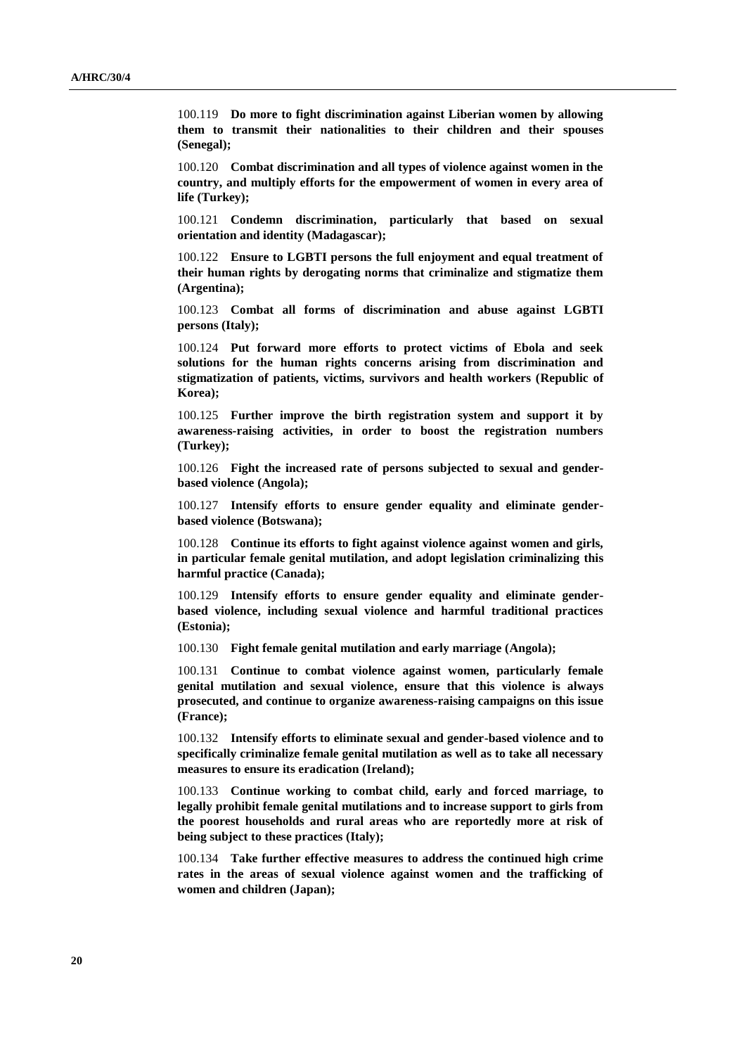100.119 **Do more to fight discrimination against Liberian women by allowing them to transmit their nationalities to their children and their spouses (Senegal);**

100.120 **Combat discrimination and all types of violence against women in the country, and multiply efforts for the empowerment of women in every area of life (Turkey);**

100.121 **Condemn discrimination, particularly that based on sexual orientation and identity (Madagascar);**

100.122 **Ensure to LGBTI persons the full enjoyment and equal treatment of their human rights by derogating norms that criminalize and stigmatize them (Argentina);**

100.123 **Combat all forms of discrimination and abuse against LGBTI persons (Italy);**

100.124 **Put forward more efforts to protect victims of Ebola and seek solutions for the human rights concerns arising from discrimination and stigmatization of patients, victims, survivors and health workers (Republic of Korea);**

100.125 **Further improve the birth registration system and support it by awareness-raising activities, in order to boost the registration numbers (Turkey);**

100.126 **Fight the increased rate of persons subjected to sexual and gender-based violence (Angola);**

100.127 **Intensify efforts to ensure gender equality and eliminate gender-based violence (Botswana);**

100.128 **Continue its efforts to fight against violence against women and girls, in particular female genital mutilation, and adopt legislation criminalizing this harmful practice (Canada);**

100.129 **Intensify efforts to ensure gender equality and eliminate gender-based violence, including sexual violence and harmful traditional practices (Estonia);**

100.130 **Fight female genital mutilation and early marriage (Angola);**

100.131 **Continue to combat violence against women, particularly female genital mutilation and sexual violence, ensure that this violence is always prosecuted, and continue to organize awareness-raising campaigns on this issue (France);**

100.132 **Intensify efforts to eliminate sexual and gender-based violence and to specifically criminalize female genital mutilation as well as to take all necessary measures to ensure its eradication (Ireland);**

100.133 **Continue working to combat child, early and forced marriage, to legally prohibit female genital mutilations and to increase support to girls from the poorest households and rural areas who are reportedly more at risk of being subject to these practices (Italy);**

100.134 **Take further effective measures to address the continued high crime rates in the areas of sexual violence against women and the trafficking of women and children (Japan);**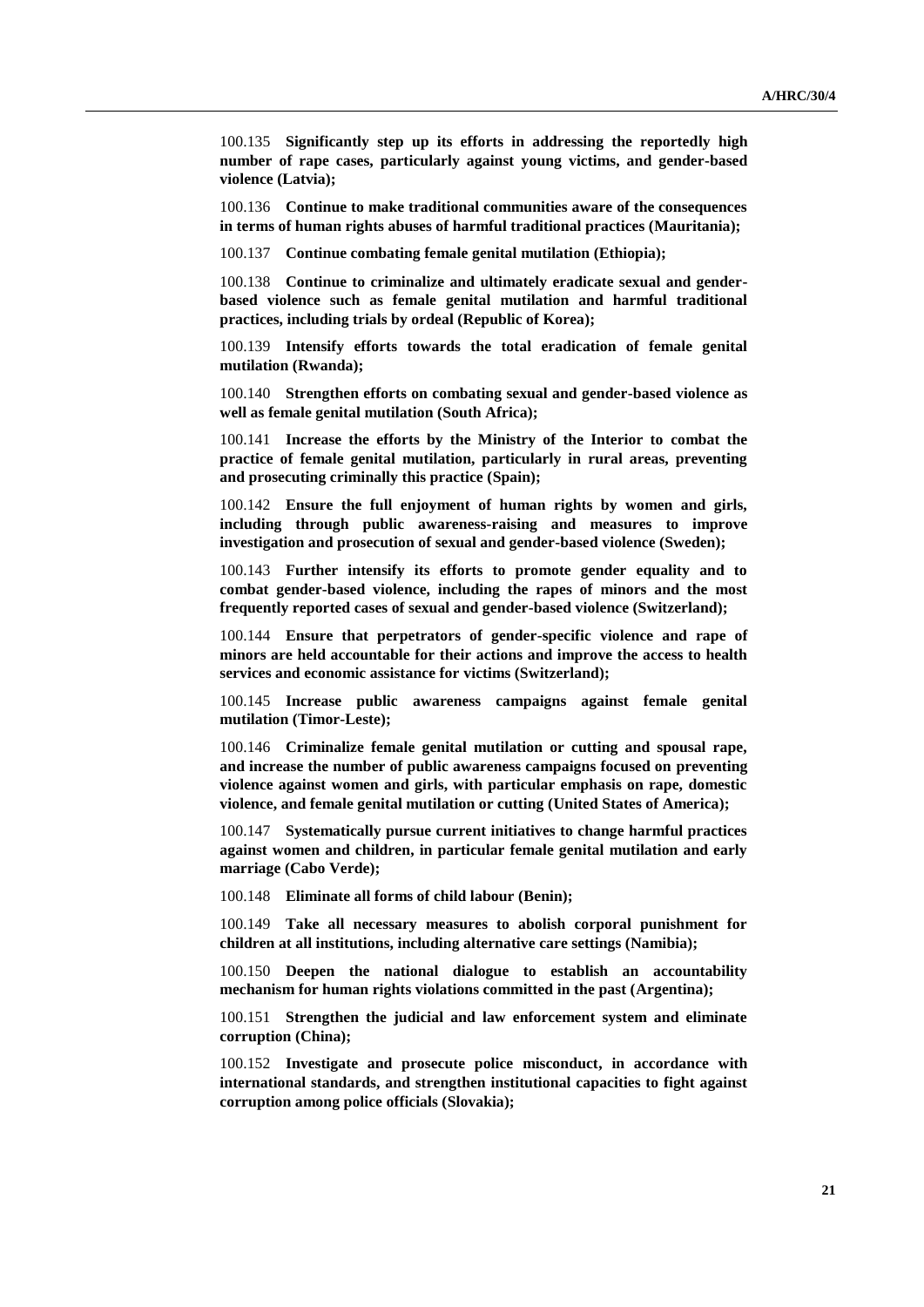100.135 **Significantly step up its efforts in addressing the reportedly high number of rape cases, particularly against young victims, and gender-based violence (Latvia);**

100.136 **Continue to make traditional communities aware of the consequences in terms of human rights abuses of harmful traditional practices (Mauritania);**

100.137 **Continue combating female genital mutilation (Ethiopia);**

100.138 **Continue to criminalize and ultimately eradicate sexual and gender-based violence such as female genital mutilation and harmful traditional practices, including trials by ordeal (Republic of Korea);**

100.139 **Intensify efforts towards the total eradication of female genital mutilation (Rwanda);**

100.140 **Strengthen efforts on combating sexual and gender-based violence as well as female genital mutilation (South Africa);**

100.141 **Increase the efforts by the Ministry of the Interior to combat the practice of female genital mutilation, particularly in rural areas, preventing and prosecuting criminally this practice (Spain);**

100.142 **Ensure the full enjoyment of human rights by women and girls, including through public awareness-raising and measures to improve investigation and prosecution of sexual and gender-based violence (Sweden);**

100.143 **Further intensify its efforts to promote gender equality and to combat gender-based violence, including the rapes of minors and the most frequently reported cases of sexual and gender-based violence (Switzerland);**

100.144 **Ensure that perpetrators of gender-specific violence and rape of minors are held accountable for their actions and improve the access to health services and economic assistance for victims (Switzerland);**

100.145 **Increase public awareness campaigns against female genital mutilation (Timor-Leste);**

100.146 **Criminalize female genital mutilation or cutting and spousal rape, and increase the number of public awareness campaigns focused on preventing violence against women and girls, with particular emphasis on rape, domestic violence, and female genital mutilation or cutting (United States of America);**

100.147 **Systematically pursue current initiatives to change harmful practices against women and children, in particular female genital mutilation and early marriage (Cabo Verde);**

100.148 **Eliminate all forms of child labour (Benin);**

100.149 **Take all necessary measures to abolish corporal punishment for children at all institutions, including alternative care settings (Namibia);**

100.150 **Deepen the national dialogue to establish an accountability mechanism for human rights violations committed in the past (Argentina);**

100.151 **Strengthen the judicial and law enforcement system and eliminate corruption (China);**

100.152 **Investigate and prosecute police misconduct, in accordance with international standards, and strengthen institutional capacities to fight against corruption among police officials (Slovakia);**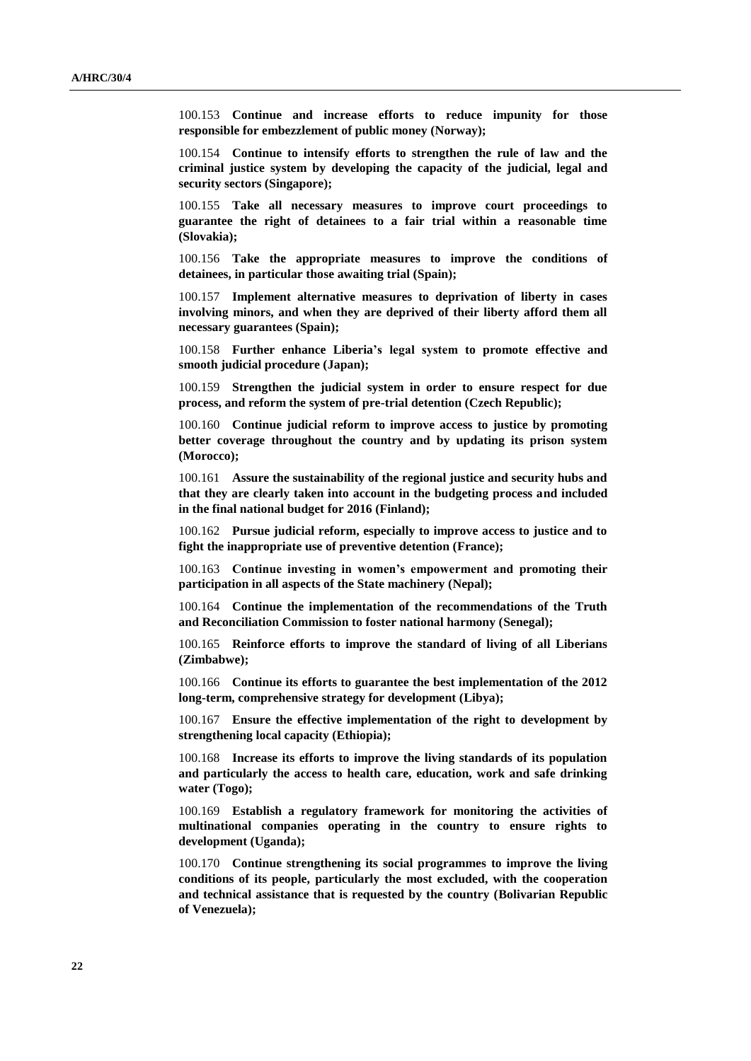100.153 **Continue and increase efforts to reduce impunity for those responsible for embezzlement of public money (Norway);**

100.154 **Continue to intensify efforts to strengthen the rule of law and the criminal justice system by developing the capacity of the judicial, legal and security sectors (Singapore);**

100.155 **Take all necessary measures to improve court proceedings to guarantee the right of detainees to a fair trial within a reasonable time (Slovakia);**

100.156 **Take the appropriate measures to improve the conditions of detainees, in particular those awaiting trial (Spain);**

100.157 **Implement alternative measures to deprivation of liberty in cases involving minors, and when they are deprived of their liberty afford them all necessary guarantees (Spain);**

100.158 **Further enhance Liberia's legal system to promote effective and smooth judicial procedure (Japan);**

100.159 **Strengthen the judicial system in order to ensure respect for due process, and reform the system of pre-trial detention (Czech Republic);**

100.160 **Continue judicial reform to improve access to justice by promoting better coverage throughout the country and by updating its prison system (Morocco);**

100.161 **Assure the sustainability of the regional justice and security hubs and that they are clearly taken into account in the budgeting process and included in the final national budget for 2016 (Finland);**

100.162 **Pursue judicial reform, especially to improve access to justice and to fight the inappropriate use of preventive detention (France);**

100.163 **Continue investing in women's empowerment and promoting their participation in all aspects of the State machinery (Nepal);**

100.164 **Continue the implementation of the recommendations of the Truth and Reconciliation Commission to foster national harmony (Senegal);**

100.165 **Reinforce efforts to improve the standard of living of all Liberians (Zimbabwe);**

100.166 **Continue its efforts to guarantee the best implementation of the 2012 long-term, comprehensive strategy for development (Libya);**

100.167 **Ensure the effective implementation of the right to development by strengthening local capacity (Ethiopia);**

100.168 **Increase its efforts to improve the living standards of its population and particularly the access to health care, education, work and safe drinking water (Togo);**

100.169 **Establish a regulatory framework for monitoring the activities of multinational companies operating in the country to ensure rights to development (Uganda);**

100.170 **Continue strengthening its social programmes to improve the living conditions of its people, particularly the most excluded, with the cooperation and technical assistance that is requested by the country (Bolivarian Republic of Venezuela);**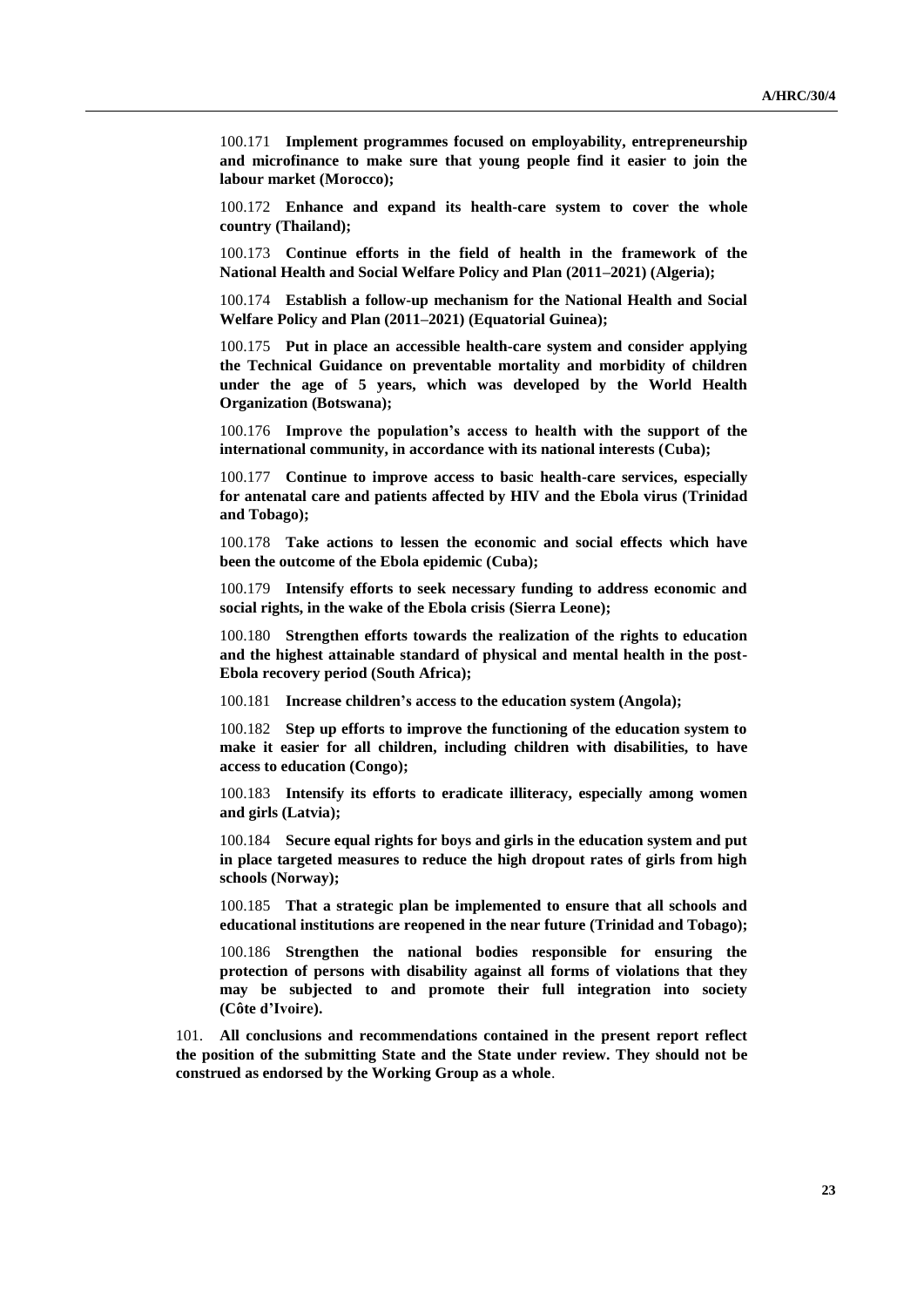100.171 **Implement programmes focused on employability, entrepreneurship and microfinance to make sure that young people find it easier to join the labour market (Morocco);**

100.172 **Enhance and expand its health-care system to cover the whole country (Thailand);**

100.173 **Continue efforts in the field of health in the framework of the National Health and Social Welfare Policy and Plan (2011–2021) (Algeria);**

100.174 **Establish a follow-up mechanism for the National Health and Social Welfare Policy and Plan (2011–2021) (Equatorial Guinea);**

100.175 **Put in place an accessible health-care system and consider applying the Technical Guidance on preventable mortality and morbidity of children under the age of 5 years, which was developed by the World Health Organization (Botswana);**

100.176 **Improve the population's access to health with the support of the international community, in accordance with its national interests (Cuba);**

100.177 **Continue to improve access to basic health-care services, especially for antenatal care and patients affected by HIV and the Ebola virus (Trinidad and Tobago);**

100.178 **Take actions to lessen the economic and social effects which have been the outcome of the Ebola epidemic (Cuba);**

100.179 **Intensify efforts to seek necessary funding to address economic and social rights, in the wake of the Ebola crisis (Sierra Leone);**

100.180 **Strengthen efforts towards the realization of the rights to education and the highest attainable standard of physical and mental health in the post-Ebola recovery period (South Africa);**

100.181 **Increase children's access to the education system (Angola);**

100.182 **Step up efforts to improve the functioning of the education system to make it easier for all children, including children with disabilities, to have access to education (Congo);**

100.183 **Intensify its efforts to eradicate illiteracy, especially among women and girls (Latvia);**

100.184 **Secure equal rights for boys and girls in the education system and put in place targeted measures to reduce the high dropout rates of girls from high schools (Norway);**

100.185 **That a strategic plan be implemented to ensure that all schools and educational institutions are reopened in the near future (Trinidad and Tobago);**

100.186 **Strengthen the national bodies responsible for ensuring the protection of persons with disability against all forms of violations that they may be subjected to and promote their full integration into society (Côte d'Ivoire).**

101. **All conclusions and recommendations contained in the present report reflect the position of the submitting State and the State under review. They should not be construed as endorsed by the Working Group as a whole**.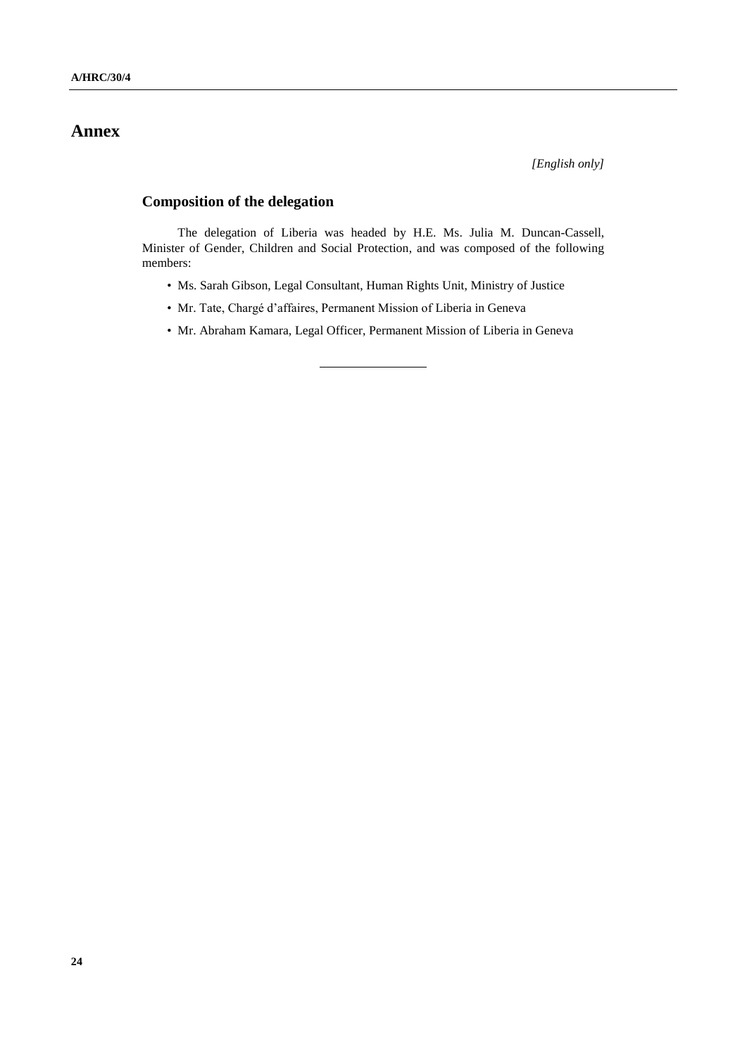# Annex

*[English only]*

## Composition of the delegation

The delegation of Liberia was headed by H.E. Ms. Julia M. Duncan-Cassell, Minister of Gender, Children and Social Protection, and was composed of the following members:

- Ms. Sarah Gibson, Legal Consultant, Human Rights Unit, Ministry of Justice
- Mr. Tate, Chargé d'affaires, Permanent Mission of Liberia in Geneva
- Mr. Abraham Kamara, Legal Officer, Permanent Mission of Liberia in Geneva